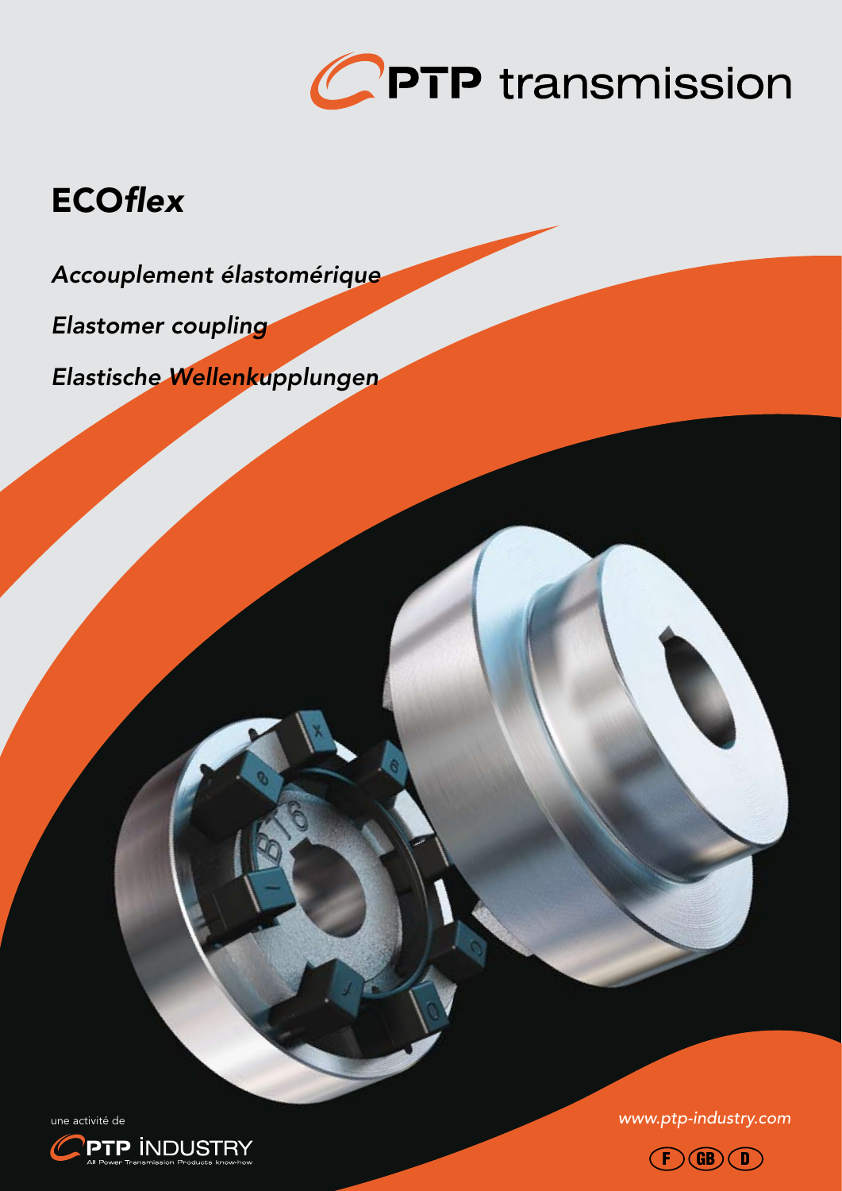PTP transmission

# ECO*flex*

*Accouplement élastomérique*

*Elastomer coupling*

*Elastische Wellenkupplungen*

une activité de

PTP INDUSTRY
All Power Transmission Products know-how

*www.ptp-industry.com*

F GB D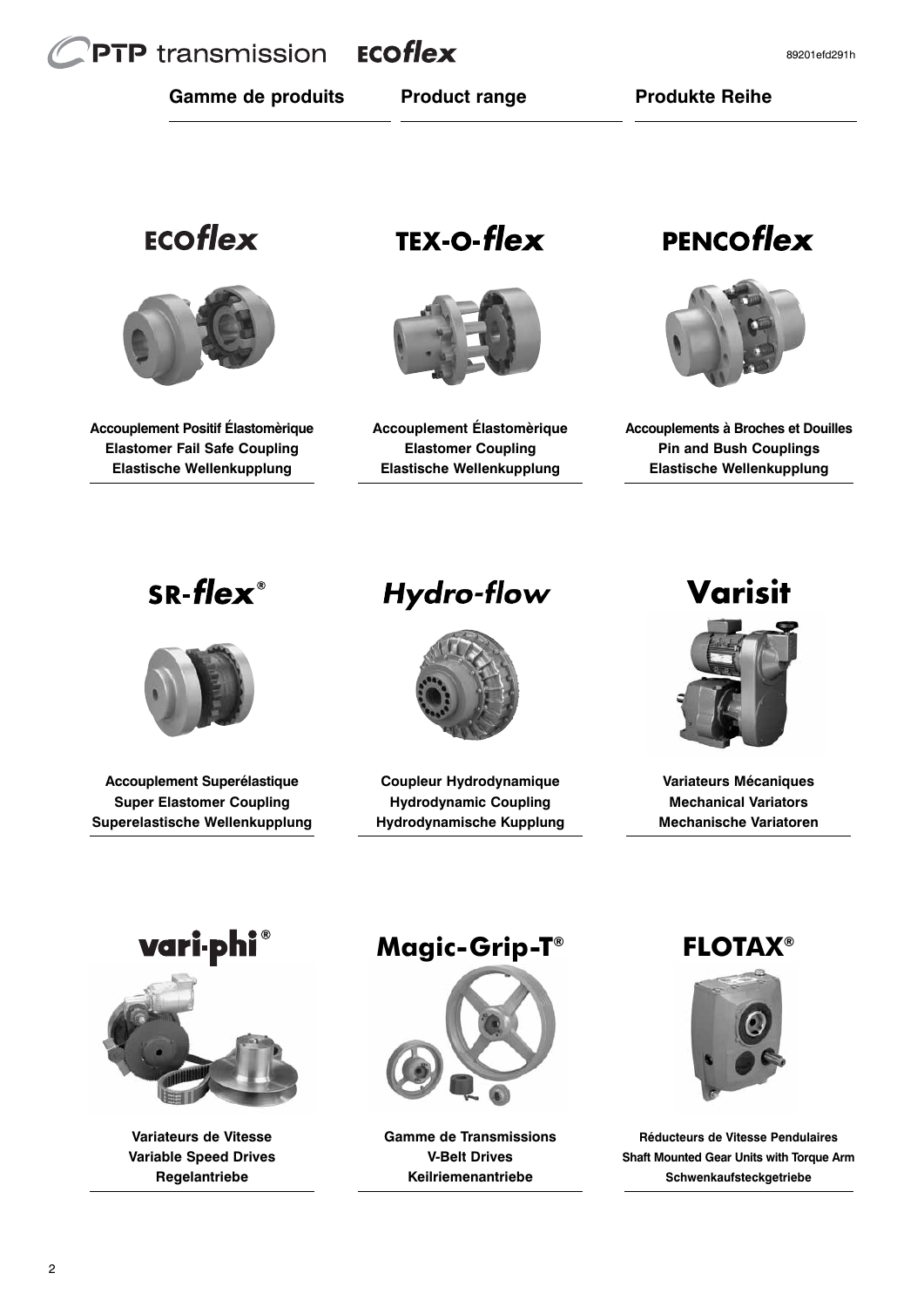Gamme de produits | Product range | Produkte Reihe

## ECOflex

**Accouplement Positif Élastomèrique**
**Elastomer Fail Safe Coupling**
**Elastische Wellenkupplung**

## TEX-O-flex

**Accouplement Élastomèrique**
**Elastomer Coupling**
**Elastische Wellenkupplung**

## PENCOflex

**Accouplements à Broches et Douilles**
**Pin and Bush Couplings**
**Elastische Wellenkupplung**

## SR-flex®

**Accouplement Superélastique**
**Super Elastomer Coupling**
**Superelastische Wellenkupplung**

## Hydro-flow

**Coupleur Hydrodynamique**
**Hydrodynamic Coupling**
**Hydrodynamische Kupplung**

## Varisit

**Variateurs Mécaniques**
**Mechanical Variators**
**Mechanische Variatoren**

## vari-phi®

**Variateurs de Vitesse**
**Variable Speed Drives**
**Regelantriebe**

## Magic-Grip-T®

**Gamme de Transmissions**
**V-Belt Drives**
**Keilriemenantriebe**

## FLOTAX®

**Réducteurs de Vitesse Pendulaires**
**Shaft Mounted Gear Units with Torque Arm**
**Schwenkaufsteckgetriebe**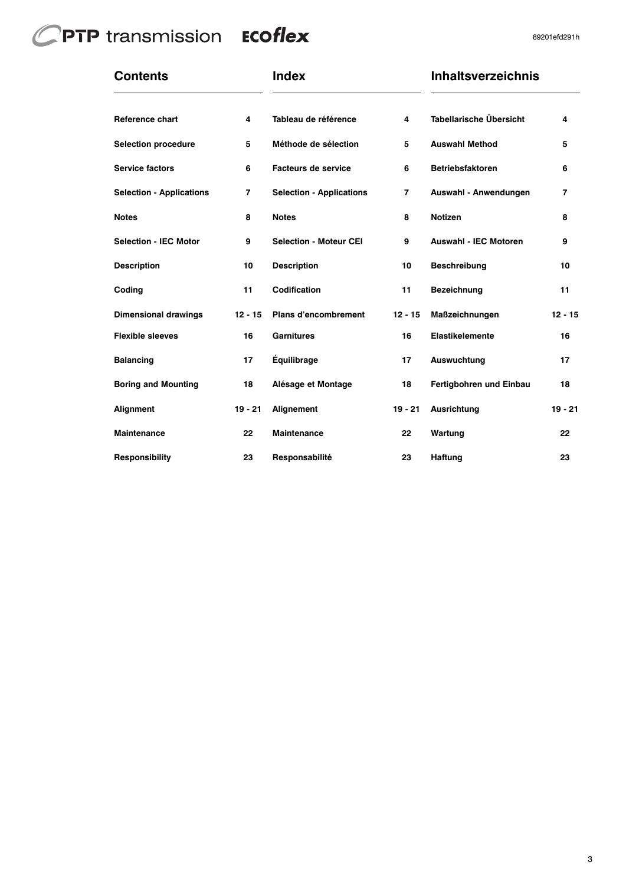| Contents | | Index | | Inhaltsverzeichnis | |
|---|---|---|---|---|---|
| **Reference chart** | **4** | **Tableau de référence** | **4** | **Tabellarische Übersicht** | **4** |
| **Selection procedure** | **5** | **Méthode de sélection** | **5** | **Auswahl Method** | **5** |
| **Service factors** | **6** | **Facteurs de service** | **6** | **Betriebsfaktoren** | **6** |
| **Selection - Applications** | **7** | **Selection - Applications** | **7** | **Auswahl - Anwendungen** | **7** |
| **Notes** | **8** | **Notes** | **8** | **Notizen** | **8** |
| **Selection - IEC Motor** | **9** | **Selection - Moteur CEI** | **9** | **Auswahl - IEC Motoren** | **9** |
| **Description** | **10** | **Description** | **10** | **Beschreibung** | **10** |
| **Coding** | **11** | **Codification** | **11** | **Bezeichnung** | **11** |
| **Dimensional drawings** | **12 - 15** | **Plans d'encombrement** | **12 - 15** | **Maßzeichnungen** | **12 - 15** |
| **Flexible sleeves** | **16** | **Garnitures** | **16** | **Elastikelemente** | **16** |
| **Balancing** | **17** | **Équilibrage** | **17** | **Auswuchtung** | **17** |
| **Boring and Mounting** | **18** | **Alésage et Montage** | **18** | **Fertigbohren und Einbau** | **18** |
| **Alignment** | **19 - 21** | **Alignement** | **19 - 21** | **Ausrichtung** | **19 - 21** |
| **Maintenance** | **22** | **Maintenance** | **22** | **Wartung** | **22** |
| **Responsibility** | **23** | **Responsabilité** | **23** | **Haftung** | **23** |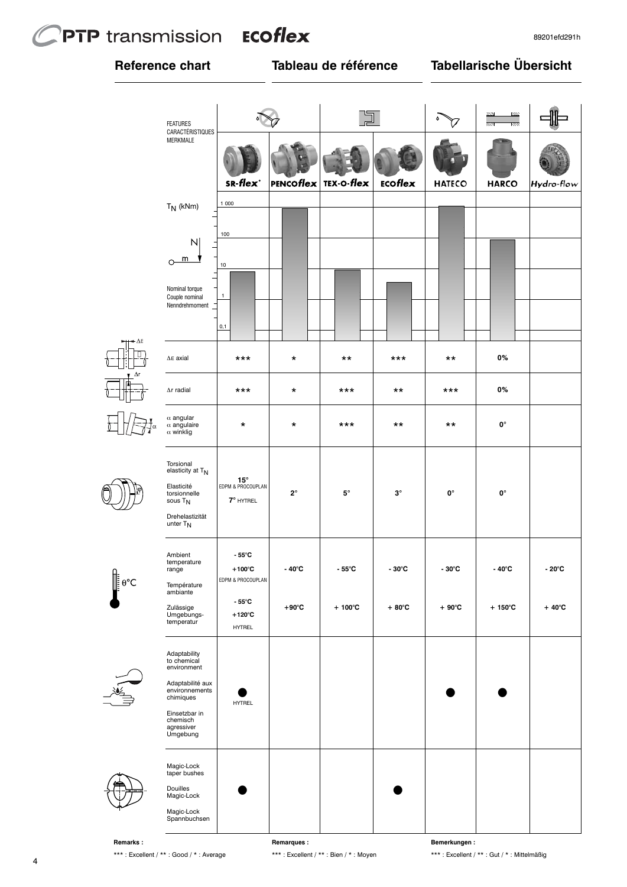## Reference chart

## Tableau de référence

## Tabellarische Übersicht

| FEATURES / CARACTÉRISTIQUES / MERKMALE | SR-flex® | PENCOflex | TEX-O-flex | ECOflex | HATECO | HARCO | Hydro-flow |
|---|---|---|---|---|---|---|---|
| $T_N$ (kNm) Nominal torque / Couple nominal / Nenndrehmoment | | | | | | | |
| $\Delta E$ axial | *** | * | ** | *** | ** | 0% | |
| $\Delta r$ radial | *** | * | *** | ** | *** | 0% | |
| $\alpha$ angular / $\alpha$ angulaire / $\alpha$ winklig | * | * | *** | ** | ** | 0° | |
| Torsional elasticity at $T_N$ / Elasticité torsionnelle sous $T_N$ / Drehelastizität unter $T_N$ | 15° EDPM & PROCOUPLAN 7° HYTREL | 2° | 5° | 3° | 0° | 0° | |
| Ambient temperature range / Température ambiante / Zulässige Umgebungs-temperatur | - 55°C +100°C EDPM & PROCOUPLAN - 55°C +120°C HYTREL | - 40°C +90°C | - 55°C + 100°C | - 30°C + 80°C | - 30°C + 90°C | - 40°C + 150°C | - 20°C + 40°C |
| Adaptability to chemical environment / Adaptabilité aux environnements chimiques / Einsetzbar in chemisch agressiver Umgebung | ● HYTREL | | | | ● | ● | |
| Magic-Lock taper bushes / Douilles Magic-Lock / Magic-Lock Spannbuchsen | ● | | | ● | | | |

$T_N$ (kNm) axis: 1 000, 100, 10, 1, 0,1

**Remarks :**
*** : Excellent / ** : Good / * : Average

**Remarques :**
*** : Excellent / ** : Bien / * : Moyen

**Bemerkungen :**
*** : Excellent / ** : Gut / * : Mittelmäßig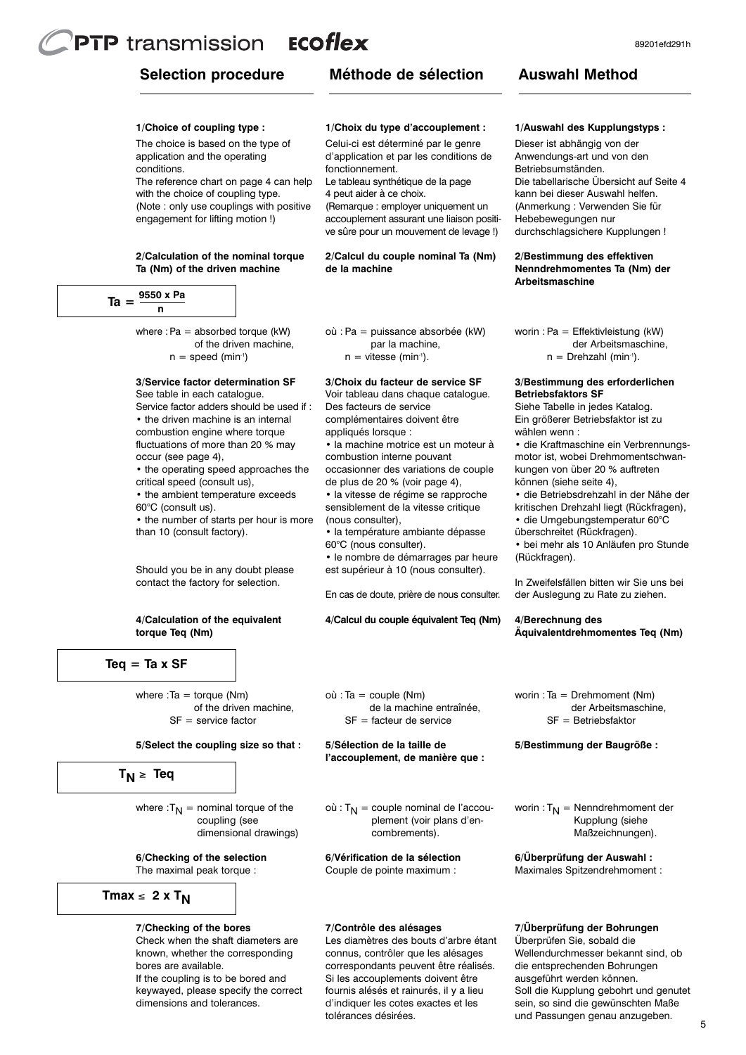# Selection procedure

### 1/Choice of coupling type :

The choice is based on the type of application and the operating conditions.
The reference chart on page 4 can help with the choice of coupling type.
(Note : only use couplings with positive engagement for lifting motion !)

### 2/Calculation of the nominal torque Ta (Nm) of the driven machine

$$Ta = \frac{9550 \times Pa}{n}$$

where : Pa = absorbed torque (kW) of the driven machine,
n = speed (min$^{-1}$)

### 3/Service factor determination SF

See table in each catalogue.
Service factor adders should be used if :

- the driven machine is an internal combustion engine where torque fluctuations of more than 20 % may occur (see page 4),
- the operating speed approaches the critical speed (consult us),
- the ambient temperature exceeds 60°C (consult us).
- the number of starts per hour is more than 10 (consult factory).

Should you be in any doubt please contact the factory for selection.

### 4/Calculation of the equivalent torque Teq (Nm)

$$Teq = Ta \times SF$$

where : Ta = torque (Nm) of the driven machine,
SF = service factor

### 5/Select the coupling size so that :

$$T_N \geq Teq$$

where : $T_N$ = nominal torque of the coupling (see dimensional drawings)

### 6/Checking of the selection

The maximal peak torque :

$$Tmax \leq 2 \times T_N$$

### 7/Checking of the bores

Check when the shaft diameters are known, whether the corresponding bores are available.
If the coupling is to be bored and keywayed, please specify the correct dimensions and tolerances.

# Méthode de sélection

### 1/Choix du type d'accouplement :

Celui-ci est déterminé par le genre d'application et par les conditions de fonctionnement.
Le tableau synthétique de la page 4 peut aider à ce choix.
(Remarque : employer uniquement un accouplement assurant une liaison positive sûre pour un mouvement de levage !)

### 2/Calcul du couple nominal Ta (Nm) de la machine

où : Pa = puissance absorbée (kW) par la machine,
n = vitesse (min$^{-1}$).

### 3/Choix du facteur de service SF

Voir tableau dans chaque catalogue.
Des facteurs de service complémentaires doivent être appliqués lorsque :

- la machine motrice est un moteur à combustion interne pouvant occasionner des variations de couple de plus de 20 % (voir page 4),
- la vitesse de régime se rapproche sensiblement de la vitesse critique (nous consulter),
- la température ambiante dépasse 60°C (nous consulter).
- le nombre de démarrages par heure est supérieur à 10 (nous consulter).

En cas de doute, prière de nous consulter.

### 4/Calcul du couple équivalent Teq (Nm)

où : Ta = couple (Nm) de la machine entraînée,
SF = facteur de service

### 5/Sélection de la taille de l'accouplement, de manière que :

où : $T_N$ = couple nominal de l'accouplement (voir plans d'encombrements).

### 6/Vérification de la sélection

Couple de pointe maximum :

### 7/Contrôle des alésages

Les diamètres des bouts d'arbre étant connus, contrôler que les alésages correspondants peuvent être réalisés. Si les accouplements doivent être fournis alésés et rainurés, il y a lieu d'indiquer les cotes exactes et les tolérances désirées.

# Auswahl Method

### 1/Auswahl des Kupplungstyps :

Dieser ist abhängig von der Anwendungs-art und von den Betriebsumständen.
Die tabellarische Übersicht auf Seite 4 kann bei dieser Auswahl helfen.
(Anmerkung : Verwenden Sie für Hebebewegungen nur durchschlagsichere Kupplungen !

### 2/Bestimmung des effektiven Nenndrehmomentes Ta (Nm) der Arbeitsmaschine

worin : Pa = Effektivleistung (kW) der Arbeitsmaschine,
n = Drehzahl (min$^{-1}$).

### 3/Bestimmung des erforderlichen Betriebsfaktors SF

Siehe Tabelle in jedes Katalog.
Ein größerer Betriebsfaktor ist zu wählen wenn :

- die Kraftmaschine ein Verbrennungsmotor ist, wobei Drehmomentschwankungen von über 20 % auftreten können (siehe seite 4),
- die Betriebsdrehzahl in der Nähe der kritischen Drehzahl liegt (Rückfragen),
- die Umgebungstemperatur 60°C überschreitet (Rückfragen).
- bei mehr als 10 Anläufen pro Stunde (Rückfragen).

In Zweifelsfällen bitten wir Sie uns bei der Auslegung zu Rate zu ziehen.

### 4/Berechnung des Äquivalentdrehmomentes Teq (Nm)

worin : Ta = Drehmoment (Nm) der Arbeitsmaschine,
SF = Betriebsfaktor

### 5/Bestimmung der Baugröße :

worin : $T_N$ = Nenndrehmoment der Kupplung (siehe Maßzeichnungen).

### 6/Überprüfung der Auswahl :

Maximales Spitzendrehmoment :

### 7/Überprüfung der Bohrungen

Überprüfen Sie, sobald die Wellendurchmesser bekannt sind, ob die entsprechenden Bohrungen ausgeführt werden können.
Soll die Kupplung gebohrt und genutet sein, so sind die gewünschten Maße und Passungen genau anzugeben.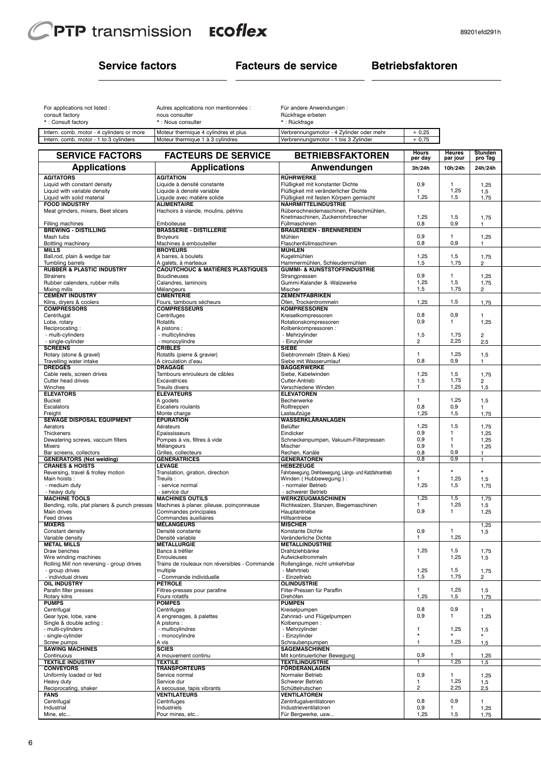## Service factors

## Facteurs de service

## Betriebsfaktoren

| | | | |
|---|---|---|---|
| For applications not listed : consult factory | Autres applications non mentionnées : nous consulter | Für andere Anwendungen : Rückfrage erbeten | |
| * : Consult factory | * : Nous consulter | * : Rückfrage | |
| Intern. comb. motor - 4 cylinders or more | Moteur thermique 4 cylindres et plus | Verbrennungsmotor - 4 Zylinder oder mehr | + 0,25 |
| Intern. comb. motor - 1 to 3 cylinders | Moteur thermique 1 à 3 cylindres | Verbrennungsmotor - 1 bis 3 Zylinder | + 0,75 |

| SERVICE FACTORS | FACTEURS DE SERVICE | BETRIEBSFAKTOREN | Hours per day | Heures par jour | Stunden pro Tag |
|---|---|---|---|---|---|
| **Applications** | **Applications** | **Anwendungen** | **3h/24h** | **10h/24h** | **24h/24h** |
| **AGITATORS** | **AGITATION** | **RÜHRWERKE** | | | |
| Liquid with constant density | Liquide à densité constante | Flüßigkeit mit konstanter Dichte | 0,9 | 1 | 1,25 |
| Liquid with variable density | Liquide à densité variable | Flüßigkeit mit veränderlicher Dichte | 1 | 1,25 | 1,5 |
| Liquid with solid material | Liquide avec matière solide | Flüßigkeit mit festen Körpern gemischt | 1,25 | 1,5 | 1,75 |
| **FOOD INDUSTRY** | **ALIMENTAIRE** | **NAHRMITTELINDUSTRIE** | | | |
| Meat grinders, mixers, Beet slicers | Hachoirs à viande, moulins, pétrins | Rübenschneidemaschinen, Fleischmühlen, Knetmaschinen, Zuckerrohrbrecher | 1,25 | 1,5 | 1,75 |
| Filling machines | Emboiteuse | Füllmaschinen | 0,8 | 0,9 | 1 |
| **BREWING - DISTILLING** | **BRASSERIE - DISTILLERIE** | **BRAUEREIEN - BRENNEREIEN** | | | |
| Mash tubs | Broyeurs | Mühlen | 0,9 | 1 | 1,25 |
| Bottling machinery | Machines à embouteiller | Flaschenfüllmaschinen | 0,8 | 0,9 | 1 |
| **MILLS** | **BROYEURS** | **MÜHLEN** | | | |
| Ball,rod, plain & wedge bar | A barres, à boulets | Kugelmühlen | 1,25 | 1,5 | 1,75 |
| Tumbling barrels | A galets, à marteaux | Hammermühlen, Schleudermühlen | 1,5 | 1,75 | 2 |
| **RUBBER & PLASTIC INDUSTRY** | **CAOUTCHOUC & MATIÈRES PLASTIQUES** | **GUMMI- & KUNSTSTOFFINDUSTRIE** | | | |
| Strainers | Boudineuses | Strangpressen | 0,9 | 1 | 1,25 |
| Rubber calenders, rubber mills | Calandres, laminoirs | Gummi-Kalander & -Walzwerke | 1,25 | 1,5 | 1,75 |
| Mixing mills | Mélangeurs | Mischer | 1,5 | 1,75 | 2 |
| **CEMENT INDUSTRY** | **CIMENTERIE** | **ZEMENTFABRIKEN** | | | |
| Kilns, dryers & coolers | Fours, tambours sécheurs | Öfen, Trockentrommeln | 1,25 | 1,5 | 1,75 |
| **COMPRESSORS** | **COMPRESSEURS** | **KOMPRESSOREN** | | | |
| Centrifugal | Centrifuges | Kreiselkompressoren | 0,8 | 0,9 | 1 |
| Lobe, rotary | Rotatifs | Rotationskompressoren | 0,9 | 1 | 1,25 |
| Reciprocating : | A pistons : | Kolbenkompressoren : | | | |
| - multi-cylinders | - multicylindres | - Mehrzylinder | 1,5 | 1,75 | 2 |
| - single-cylinder | - monocylindre | - Einzylinder | 2 | 2,25 | 2,5 |
| **SCREENS** | **CRIBLES** | **SIEBE** | | | |
| Rotary (stone & gravel) | Rotatifs (pierre & gravier) | Siebtrommeln (Stein & Kies) | 1 | 1,25 | 1,5 |
| Travelling water intake | A circulation d'eau | Siebe mit Wasserumlauf | 0,8 | 0,9 | 1 |
| **DREDGES** | **DRAGAGE** | **BAGGERWERKE** | | | |
| Cable reels, screen drives | Tambours enrouleurs de câbles | Siebe, Kabelwinden | 1,25 | 1,5 | 1,75 |
| Cutter head drives | Excavatrices | Cutter-Antrieb | 1,5 | 1,75 | 2 |
| Winches | Treuils divers | Verschiedene Winden | 1 | 1,25 | 1,5 |
| **ELEVATORS** | **ÉLÉVATEURS** | **ELEVATOREN** | | | |
| Bucket | A godets | Becherwerke | 1 | 1,25 | 1,5 |
| Escalators | Escaliers roulants | Rolltreppen | 0,8 | 0,9 | 1 |
| Freight | Monte charge | Lastaufzüge | 1,25 | 1,5 | 1,75 |
| **SEWAGE DISPOSAL EQUIPMENT** | **ÉPURATION** | **WASSERKLÄRANLAGEN** | | | |
| Aerators | Aérateurs | Belüfter | 1,25 | 1,5 | 1,75 |
| Thickeners | Epaississeurs | Eindicker | 0,9 | 1 | 1,25 |
| Dewatering screws, vaccum filters | Pompes à vis, filtres à vide | Schneckenpumpen, Vakuum-Filterpressen | 0,9 | 1 | 1,25 |
| Mixers | Mélangeurs | Mischer | 0,9 | 1 | 1,25 |
| Bar screens, collectors | Grilles, collecteurs | Rechen, Kanäle | 0,8 | 0,9 | 1 |
| **GENERATORS (Not welding)** | **GÉNÉRATRICES** | **GENERATOREN** | 0,8 | 0,9 | 1 |
| **CRANES & HOISTS** | **LEVAGE** | **HEBEZEUGE** | | | |
| Reversing, travel & trolley motion | Translation, giration, direction | Fahrbewegung, Drehbewegung, Längs- und Katzfahrantrieb | * | * | * |
| Main hoists : | Treuils : | Winden ( Hubbewegung ) : | | | |
| - medium duty | - service normal | - normaler Betrieb | 1 | 1,25 | 1,5 |
| - heavy duty | - service dur | - schwerer Betrieb | 1,25 | 1,5 | 1,75 |
| **MACHINE TOOLS** | **MACHINES OUTILS** | **WERKZEUGMASCHINEN** | 1,25 | 1,5 | 1,75 |
| Bending, rolls, plat planers & punch presses | Machines à planer, plieuse, poinçonneuse | Richtwalzen, Stanzen, Biegemaschinen | 1 | 1,25 | 1,5 |
| Main drives | Commandes principales | Hauptantriebe | 0,9 | 1 | 1,25 |
| Feed drives | Commandes auxiliaires | Hilfsantriebe | | | |
| **MIXERS** | **MÉLANGEURS** | **MISCHER** | | | 1,25 |
| Constant density | Densité constante | Konstante Dichte | 0,9 | 1 | 1,5 |
| Variable density | Densité variable | Veränderliche Dichte | 1 | 1,25 | |
| **METAL MILLS** | **MÉTALLURGIE** | **METALLINDUSTRIE** | | | |
| Draw benches | Bancs à tréfiler | Drahtziehbänke | 1,25 | 1,5 | 1,75 |
| Wire winding machines | Enrouleuses | Aufwickeltrommeln | 1 | 1,25 | 1,5 |
| Rolling Mill non reversing - group drives | Trains de rouleaux non réversibles - Commande | Rollengänge, nicht umkehrbar | | | |
| - group drives | multiple | - Mehrtrieb | 1,25 | 1,5 | 1,75 |
| - individual drives | - Commande individuelle | - Einzeltrieb | 1,5 | 1,75 | 2 |
| **OIL INDUSTRY** | **PÉTROLE** | **ÖLINDUSTRIE** | | | |
| Parafin filter presses | Filtres-presses pour parafine | Filter-Pressen für Paraffin | 1 | 1,25 | 1,5 |
| Rotary kilns | Fours rotatifs | Drehöfen | 1,25 | 1,5 | 1,75 |
| **PUMPS** | **POMPES** | **PUMPEN** | | | |
| Centrifugal | Centrifuges | Kreiselpumpen | 0,8 | 0,9 | 1 |
| Gear type, lobe, vane | A engrenages, à palettes | Zahnrad- und Flügelpumpen | 0,9 | 1 | 1,25 |
| Single & double acting : | A pistons : | Kolbenpumpen : | | | |
| - multi-cylinders | - multicylindres | - Mehrzylinder | 1 | 1,25 | 1,5 |
| - single-cylinder | - monocylindre | - Einzylinder | * | * | * |
| Screw pumps | A vis | Schraubenpumpen | 1 | 1,25 | 1,5 |
| **SAWING MACHINES** | **SCIES** | **SÄGEMASCHINEN** | | | |
| Continuous | A mouvement continu | Mit kontinuierlicher Bewegung | 0,9 | 1 | 1,25 |
| **TEXTILE INDUSTRY** | **TEXTILE** | **TEXTILINDUSTRIE** | 1 | 1,25 | 1,5 |
| **CONVEYORS** | **TRANSPORTEURS** | **FÖRDERANLAGEN** | | | |
| Uniformly loaded or fed | Service normal | Normaler Betrieb | 0,9 | 1 | 1,25 |
| Heavy duty | Service dur | Schwerer Betrieb | 1 | 1,25 | 1,5 |
| Reciprocating, shaker | A secousse, tapis vibrants | Schüttelrutschen | 2 | 2,25 | 2,5 |
| **FANS** | **VENTILATEURS** | **VENTILATOREN** | | | |
| Centrifugal | Centrifuges | Zentrifugalventilatoren | 0,8 | 0,9 | 1 |
| Industrial | Industriels | Industrieventilatoren | 0,9 | 1 | 1,25 |
| Mine, etc... | Pour mines, etc... | Für Bergwerke, usw... | 1,25 | 1,5 | 1,75 |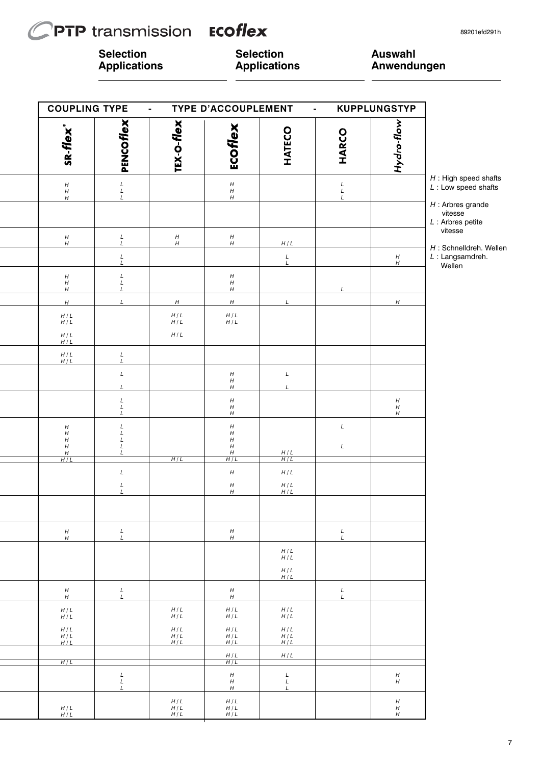**Selection**
**Applications**

**Selection**
**Applications**

**Auswahl**
**Anwendungen**

| COUPLING TYPE - TYPE D'ACCOUPLEMENT - KUPPLUNGSTYP | | | | | | |
|---|---|---|---|---|---|---|
| SR-flex® | PENCOflex | TEX-O-flex | ECOflex | HATECO | HARCO | Hydro-flow |
| H<br>H<br>H | L<br>L<br>L | | H<br>H<br>H | | L<br>L<br>L | |
| | | | | | | |
| H<br>H | L<br>L | H<br>H | H<br>H | H / L | | |
| | L<br>L | | | L<br>L | | H<br>H |
| H<br>H<br>H | L<br>L<br>L | | H<br>H<br>H | | L | |
| H | L | H | H | L | | H |
| H / L<br>H / L<br>H / L<br>H / L | | H / L<br>H / L<br>H / L | H / L<br>H / L | | | |
| H / L<br>H / L | L<br>L | | | | | |
| | L<br>L | | H<br>H<br>H | L<br>L | | |
| | L<br>L<br>L | | H<br>H<br>H | | | H<br>H<br>H |
| H<br>H<br>H<br>H<br>H | L<br>L<br>L<br>L<br>L | | H<br>H<br>H<br>H<br>H | H / L | L<br>L | |
| H / L | | H / L | H / L | H / L | | |
| | L<br>L<br>L | | H<br>H<br>H | H / L<br>H / L<br>H / L | | |
| | | | | | | |
| H<br>H | L<br>L | | H<br>H | | L<br>L | |
| | | | | H / L<br>H / L<br>H / L<br>H / L | | |
| H<br>H | L<br>L | | H<br>H | | L<br>L | |
| H / L<br>H / L<br>H / L<br>H / L<br>H / L | | H / L<br>H / L<br>H / L<br>H / L<br>H / L | H / L<br>H / L<br>H / L<br>H / L<br>H / L | H / L<br>H / L<br>H / L<br>H / L<br>H / L | | |
| | | | H / L | H / L | | |
| H / L | | | H / L | | | |
| | L<br>L<br>L | | H<br>H<br>H | L<br>L<br>L | | H<br>H |
| H / L<br>H / L | | H / L<br>H / L<br>H / L | H / L<br>H / L<br>H / L | | | H<br>H<br>H |

*H* : High speed shafts
*L* : Low speed shafts

*H* : Arbres grande vitesse
*L* : Arbres petite vitesse

*H* : Schnelldreh. Wellen
*L* : Langsamdreh. Wellen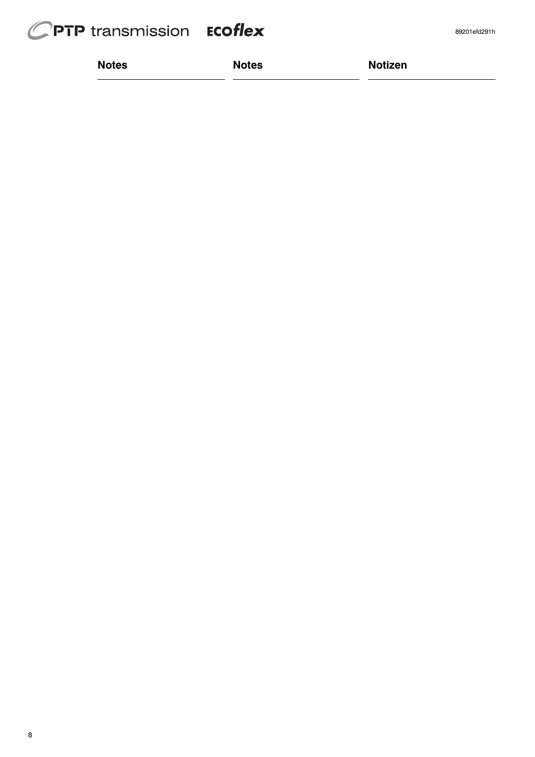**Notes**

**Notes**

**Notizen**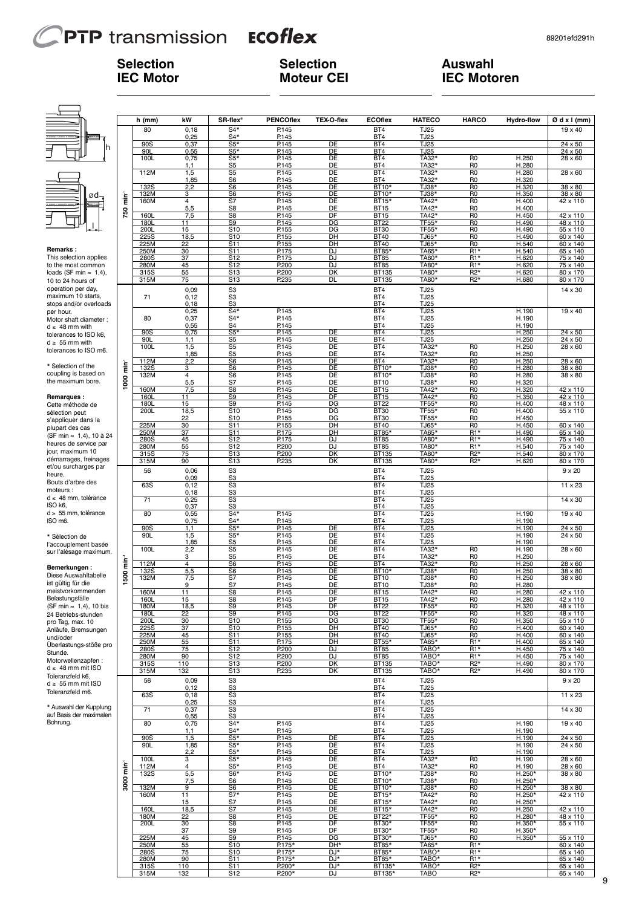# Selection IEC Motor

# Selection Moteur CEI

# Auswahl IEC Motoren

h

ød

l

**Remarks :**
This selection applies to the most common loads (SF min ≈ 1,4), 10 to 24 hours of operation per day, maximum 10 starts, stops and/or overloads per hour.
Motor shaft diameter :
d ≤ 48 mm with tolerances to ISO k6,
d ≥ 55 mm with tolerances to ISO m6.

* Selection of the coupling is based on the maximum bore.

**Remarques :**
Cette méthode de sélection peut s'appliquer dans la plupart des cas (SF min ≈ 1,4), 10 à 24 heures de service par jour, maximum 10 démarrages, freinages et/ou surcharges par heure.
Bouts d'arbre des moteurs :
d ≤ 48 mm, tolérance ISO k6,
d ≥ 55 mm, tolérance ISO m6.

* Sélection de l'accouplement basée sur l'alésage maximum.

**Bemerkungen :**
Diese Auswahltabelle ist gültig für die meistvorkommenden Belastungsfälle (SF min ≈ 1,4), 10 bis 24 Betriebs-stunden pro Tag, max. 10 Anläufe, Bremsungen und/oder Überlastungs-stöße pro Stunde.
Motorwellenzapfen :
d ≤ 48 mm mit ISO Toleranzfeld k6,
d ≥ 55 mm mit ISO Toleranzfeld m6.

* Auswahl der Kupplung auf Basis der maximalen Bohrung.

| | h (mm) | kW | SR-flex* | PENCOflex | TEX-O-flex | ECOflex | HATECO | HARCO | Hydro-flow | Ø d x l (mm) |
|---|---|---|---|---|---|---|---|---|---|---|
| 750 min⁻¹ | 80 | 0,18 | S4* | P.145 | | BT4 | TJ25 | | | 19 x 40 |
| | | 0,25 | S4* | P.145 | | BT4 | TJ25 | | | |
| | 90S | 0,37 | S5* | P.145 | DE | BT4 | TJ25 | | | 24 x 50 |
| | 90L | 0,55 | S5* | P.145 | DE | BT4 | TJ25 | | | 24 x 50 |
| | 100L | 0,75 | S5* | P.145 | DE | BT4 | TA32* | R0 | H.250 | 28 x 60 |
| | | 1,1 | S5 | P.145 | DE | BT4 | TA32* | R0 | H.280 | |
| | 112M | 1,5 | S5 | P.145 | DE | BT4 | TA32* | R0 | H.280 | 28 x 60 |
| | | 1,85 | S6 | P.145 | DE | BT4 | TA32* | R0 | H.320 | |
| | 132S | 2,2 | S6 | P.145 | DE | BT10* | TJ38* | R0 | H.320 | 38 x 80 |
| | 132M | 3 | S6 | P.145 | DE | BT10* | TJ38* | R0 | H.350 | 38 x 80 |
| | 160M | 4 | S7 | P.145 | DE | BT15* | TA42* | R0 | H.400 | 42 x 110 |
| | | 5,5 | S8 | P.145 | DE | BT15 | TA42* | R0 | H.400 | |
| | 160L | 7,5 | S8 | P.145 | DF | BT15 | TA42* | R0 | H.450 | 42 x 110 |
| | 180L | 11 | S9 | P.145 | DG | BT22 | TF55* | R0 | H.490 | 48 x 110 |
| | 200L | 15 | S10 | P.155 | DG | BT30 | TF55* | R0 | H.490 | 55 x 110 |
| | 225S | 18,5 | S10 | P.155 | DH | BT40 | TJ65* | R0 | H.490 | 60 x 140 |
| | 225M | 22 | S11 | P.155 | DH | BT40 | TJ65* | R0 | H.540 | 60 x 140 |
| | 250M | 30 | S11 | P.175 | DJ | BT85* | TA65* | R1* | H.540 | 65 x 140 |
| | 280S | 37 | S12 | P.175 | DJ | BT85 | TA80* | R1* | H.620 | 75 x 140 |
| | 280M | 45 | S12 | P.200 | DJ | BT85 | TA80* | R1* | H.620 | 75 x 140 |
| | 315S | 55 | S13 | P.200 | DK | BT135 | TA80* | R2* | H.620 | 80 x 170 |
| | 315M | 75 | S13 | P.235 | DL | BT135 | TA80* | R2* | H.680 | 80 x 170 |
| 1000 min⁻¹ | 71 | 0,09 | S3 | | | BT4 | TJ25 | | | 14 x 30 |
| | | 0,12 | S3 | | | BT4 | TJ25 | | | |
| | | 0,18 | S3 | | | BT4 | TJ25 | | | |
| | 80 | 0,25 | S4* | P.145 | | BT4 | TJ25 | | H.190 | 19 x 40 |
| | | 0,37 | S4* | P.145 | | BT4 | TJ25 | | H.190 | |
| | | 0,55 | S4 | P.145 | | BT4 | TJ25 | | H.190 | |
| | 90S | 0,75 | S5* | P.145 | DE | BT4 | TJ25 | | H.250 | 24 x 50 |
| | 90L | 1,1 | S5 | P.145 | DE | BT4 | TJ25 | | H.250 | 24 x 50 |
| | 100L | 1,5 | S5 | P.145 | DE | BT4 | TA32* | R0 | H.250 | 28 x 60 |
| | | 1,85 | S5 | P.145 | DE | BT4 | TA32* | R0 | H.250 | |
| | 112M | 2,2 | S6 | P.145 | DE | BT4 | TA32* | R0 | H.250 | 28 x 60 |
| | 132S | 3 | S6 | P.145 | DE | BT10* | TJ38* | R0 | H.280 | 38 x 80 |
| | 132M | 4 | S6 | P.145 | DE | BT10* | TJ38* | R0 | H.280 | 38 x 80 |
| | | 5,5 | S7 | P.145 | DE | BT10 | TJ38* | R0 | H.320 | |
| | 160M | 7,5 | S8 | P.145 | DE | BT15 | TA42* | R0 | H.320 | 42 x 110 |
| | 160L | 11 | S9 | P.145 | DF | BT15 | TA42* | R0 | H.350 | 42 x 110 |
| | 180L | 15 | S9 | P.145 | DG | BT22 | TF55* | R0 | H.400 | 48 x 110 |
| | 200L | 18,5 | S10 | P.145 | DG | BT30 | TF55* | R0 | H.400 | 55 x 110 |
| | | 22 | S10 | P.155 | DG | BT30 | TF55* | R0 | H'450 | |
| | 225M | 30 | S11 | P.155 | DH | BT40 | TJ65* | R0 | H.450 | 60 x 140 |
| | 250M | 37 | S11 | P.175 | DH | BT85* | TA65* | R1* | H.490 | 65 x 140 |
| | 280S | 45 | S12 | P.175 | DJ | BT85 | TA80* | R1* | H.490 | 75 x 140 |
| | 280M | 55 | S12 | P.200 | DJ | BT85 | TA80* | R1* | H.540 | 75 x 140 |
| | 315S | 75 | S13 | P.200 | DK | BT135 | TA80* | R2* | H.540 | 80 x 170 |
| | 315M | 90 | S13 | P.235 | DK | BT135 | TA80* | R2* | H.620 | 80 x 170 |
| 1500 min⁻¹ | 56 | 0,06 | S3 | | | BT4 | TJ25 | | | 9 x 20 |
| | | 0,09 | S3 | | | BT4 | TJ25 | | | |
| | 63S | 0,12 | S3 | | | BT4 | TJ25 | | | 11 x 23 |
| | | 0,18 | S3 | | | BT4 | TJ25 | | | |
| | 71 | 0,25 | S3 | | | BT4 | TJ25 | | | 14 x 30 |
| | | 0,37 | S3 | | | BT4 | TJ25 | | | |
| | 80 | 0,55 | S4* | P.145 | | BT4 | TJ25 | | H.190 | 19 x 40 |
| | | 0,75 | S4* | P.145 | | BT4 | TJ25 | | H.190 | |
| | 90S | 1,1 | S5* | P.145 | DE | BT4 | TJ25 | | H.190 | 24 x 50 |
| | 90L | 1,5 | S5* | P.145 | DE | BT4 | TJ25 | | H.190 | 24 x 50 |
| | | 1,85 | S5 | P.145 | DE | BT4 | TJ25 | | H.190 | |
| | 100L | 2,2 | S5 | P.145 | DE | BT4 | TA32* | R0 | H.190 | 28 x 60 |
| | | 3 | S5 | P.145 | DE | BT4 | TA32* | R0 | H.250 | |
| | 112M | 4 | S6 | P.145 | DE | BT4 | TA32* | R0 | H.250 | 28 x 60 |
| | 132S | 5,5 | S6 | P.145 | DE | BT10* | TJ38* | R0 | H.250 | 38 x 80 |
| | 132M | 7,5 | S7 | P.145 | DE | BT10 | TJ38* | R0 | H.250 | 38 x 80 |
| | | 9 | S7 | P.145 | DE | BT10 | TJ38* | R0 | H.280 | |
| | 160M | 11 | S8 | P.145 | DE | BT15 | TA42* | R0 | H.280 | 42 x 110 |
| | 160L | 15 | S8 | P.145 | DF | BT15 | TA42* | R0 | H.280 | 42 x 110 |
| | 180M | 18,5 | S9 | P.145 | DF | BT22 | TF55* | R0 | H.320 | 48 x 110 |
| | 180L | 22 | S9 | P.145 | DG | BT22 | TF55* | R0 | H.320 | 48 x 110 |
| | 200L | 30 | S10 | P.155 | DG | BT30 | TF55* | R0 | H.350 | 55 x 110 |
| | 225S | 37 | S10 | P.155 | DH | BT40 | TJ65* | R0 | H.400 | 60 x 140 |
| | 225M | 45 | S11 | P.155 | DH | BT40 | TJ65* | R0 | H.400 | 60 x 140 |
| | 250M | 55 | S11 | P.175 | DH | BT55* | TA65* | R1* | H.400 | 65 x 140 |
| | 280S | 75 | S12 | P.200 | DJ | BT85 | TABO* | R1* | H.450 | 75 x 140 |
| | 280M | 90 | S12 | P.200 | DJ | BT85 | TABO* | R1* | H.450 | 75 x 140 |
| | 315S | 110 | S13 | P.200 | DK | BT135 | TABO* | R2* | H.490 | 80 x 170 |
| | 315M | 132 | S13 | P.235 | DK | BT135 | TABO* | R2* | H.490 | 80 x 170 |
| 3000 min⁻¹ | 56 | 0,09 | S3 | | | BT4 | TJ25 | | | 9 x 20 |
| | | 0,12 | S3 | | | BT4 | TJ25 | | | |
| | 63S | 0,18 | S3 | | | BT4 | TJ25 | | | 11 x 23 |
| | | 0,25 | S3 | | | BT4 | TJ25 | | | |
| | 71 | 0,37 | S3 | | | BT4 | TJ25 | | | 14 x 30 |
| | | 0,55 | S3 | | | BT4 | TJ25 | | | |
| | 80 | 0,75 | S4* | P.145 | | BT4 | TJ25 | | H.190 | 19 x 40 |
| | | 1,1 | S4* | P.145 | | BT4 | TJ25 | | H.190 | |
| | 90S | 1,5 | S5* | P.145 | DE | BT4 | TJ25 | | H.190 | 24 x 50 |
| | 90L | 1,85 | S5* | P.145 | DE | BT4 | TJ25 | | H.190 | 24 x 50 |
| | | 2,2 | S5* | P.145 | DE | BT4 | TJ25 | | H.190 | |
| | 100L | 3 | S5* | P.145 | DE | BT4 | TA32* | R0 | H.190 | 28 x 60 |
| | 112M | 4 | S5* | P.145 | DE | BT4 | TA32* | R0 | H.190 | 28 x 60 |
| | 132S | 5,5 | S6* | P.145 | DE | BT10* | TJ38* | R0 | H.250* | 38 x 80 |
| | | 7,5 | S6 | P.145 | DE | BT10* | TJ38* | R0 | H.250* | |
| | 132M | 9 | S6 | P.145 | DE | BT10* | TJ38* | R0 | H.250* | 38 x 80 |
| | 160M | 11 | S7* | P.145 | DE | BT15* | TA42* | R0 | H.250* | 42 x 110 |
| | | 15 | S7 | P.145 | DE | BT15* | TA42* | R0 | H.250* | |
| | 160L | 18,5 | S7 | P.145 | DE | BT15* | TA42* | R0 | H.250 | 42 x 110 |
| | 180M | 22 | S8 | P.145 | DE | BT22* | TF55* | R0 | H.280* | 48 x 110 |
| | 200L | 30 | S8 | P.145 | DF | BT30* | TF55* | R0 | H.350* | 55 x 110 |
| | | 37 | S9 | P.145 | DF | BT30* | TF55* | R0 | H.350* | |
| | 225M | 45 | S9 | P.145 | DG | BT30* | TJ65* | R0 | H.350* | 55 x 110 |
| | 250M | 55 | S10 | P.175* | DH* | BT85* | TA65* | R1* | | 60 x 140 |
| | 280S | 75 | S10 | P.175* | DJ* | BT85* | TABO* | R1* | | 65 x 140 |
| | 280M | 90 | S11 | P.175* | DJ* | BT85* | TABO* | R1* | | 65 x 140 |
| | 315S | 110 | S11 | P.200* | DJ* | BT135* | TABO* | R2* | | 65 x 140 |
| | 315M | 132 | S12 | P.200* | DJ | BT135* | TABO | R2* | | 65 x 140 |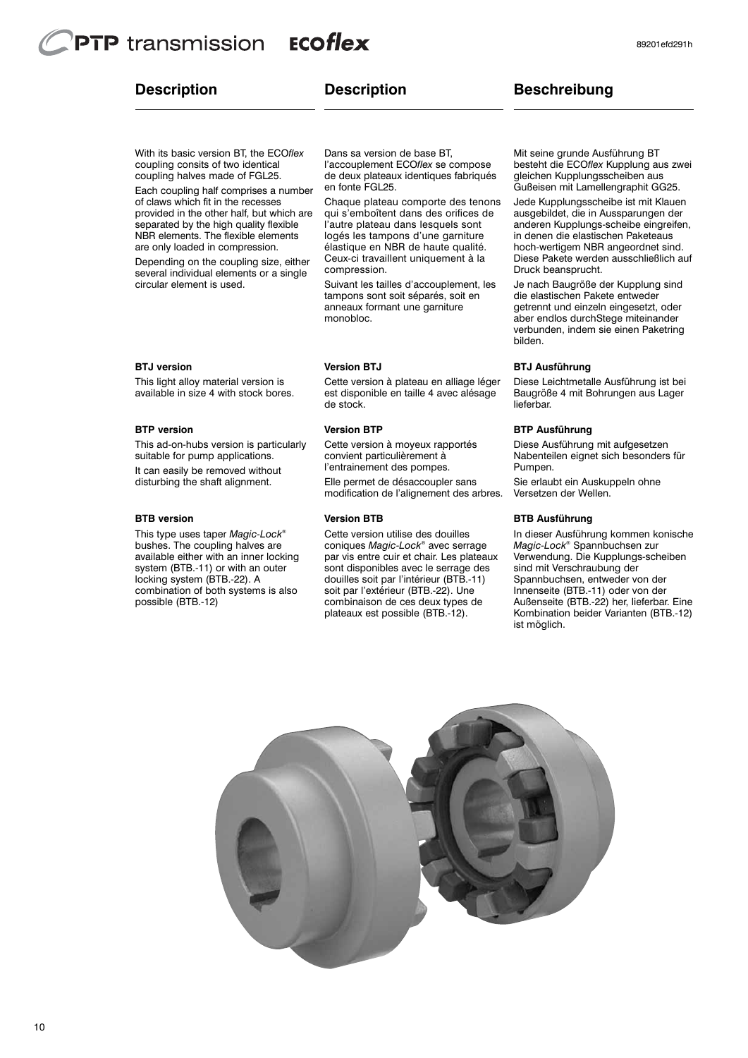## Description

With its basic version BT, the ECO*flex* coupling consists of two identical coupling halves made of FGL25.

Each coupling half comprises a number of claws which fit in the recesses provided in the other half, but which are separated by the high quality flexible NBR elements. The flexible elements are only loaded in compression.

Depending on the coupling size, either several individual elements or a single circular element is used.

**BTJ version**

This light alloy material version is available in size 4 with stock bores.

**BTP version**

This ad-on-hubs version is particularly suitable for pump applications.

It can easily be removed without disturbing the shaft alignment.

**BTB version**

This type uses taper *Magic-Lock*® bushes. The coupling halves are available either with an inner locking system (BTB.-11) or with an outer locking system (BTB.-22). A combination of both systems is also possible (BTB.-12)

## Description

Dans sa version de base BT, l'accouplement ECO*flex* se compose de deux plateaux identiques fabriqués en fonte FGL25.

Chaque plateau comporte des tenons qui s'emboîtent dans des orifices de l'autre plateau dans lesquels sont logés les tampons d'une garniture élastique en NBR de haute qualité. Ceux-ci travaillent uniquement à la compression.

Suivant les tailles d'accouplement, les tampons sont soit séparés, soit en anneaux formant une garniture monobloc.

**Version BTJ**

Cette version à plateau en alliage léger est disponible en taille 4 avec alésage de stock.

**Version BTP**

Cette version à moyeux rapportés convient particulièrement à l'entrainement des pompes.

Elle permet de désaccoupler sans modification de l'alignement des arbres.

**Version BTB**

Cette version utilise des douilles coniques *Magic-Lock*® avec serrage par vis entre cuir et chair. Les plateaux sont disponibles avec le serrage des douilles soit par l'intérieur (BTB.-11) soit par l'extérieur (BTB.-22). Une combinaison de ces deux types de plateaux est possible (BTB.-12).

## Beschreibung

Mit seine grunde Ausführung BT besteht die ECO*flex* Kupplung aus zwei gleichen Kupplungsscheiben aus Gußeisen mit Lamellengraphit GG25.

Jede Kupplungsscheibe ist mit Klauen ausgebildet, die in Aussparungen der anderen Kupplungs-scheibe eingreifen, in denen die elastischen Paketeaus hoch-wertigem NBR angeordnet sind. Diese Pakete werden ausschließlich auf Druck beansprucht.

Je nach Baugröße der Kupplung sind die elastischen Pakete entweder getrennt und einzeln eingesetzt, oder aber endlos durchStege miteinander verbunden, indem sie einen Paketring bilden.

**BTJ Ausführung**

Diese Leichtmetalle Ausführung ist bei Baugröße 4 mit Bohrungen aus Lager lieferbar.

**BTP Ausführung**

Diese Ausführung mit aufgesetzen Nabenteilen eignet sich besonders für Pumpen.

Sie erlaubt ein Auskuppeln ohne Versetzen der Wellen.

**BTB Ausführung**

In dieser Ausführung kommen konische *Magic-Lock*® Spannbuchsen zur Verwendung. Die Kupplungs-scheiben sind mit Verschraubung der Spannbuchsen, entweder von der Innenseite (BTB.-11) oder von der Außenseite (BTB.-22) her, lieferbar. Eine Kombination beider Varianten (BTB.-12) ist möglich.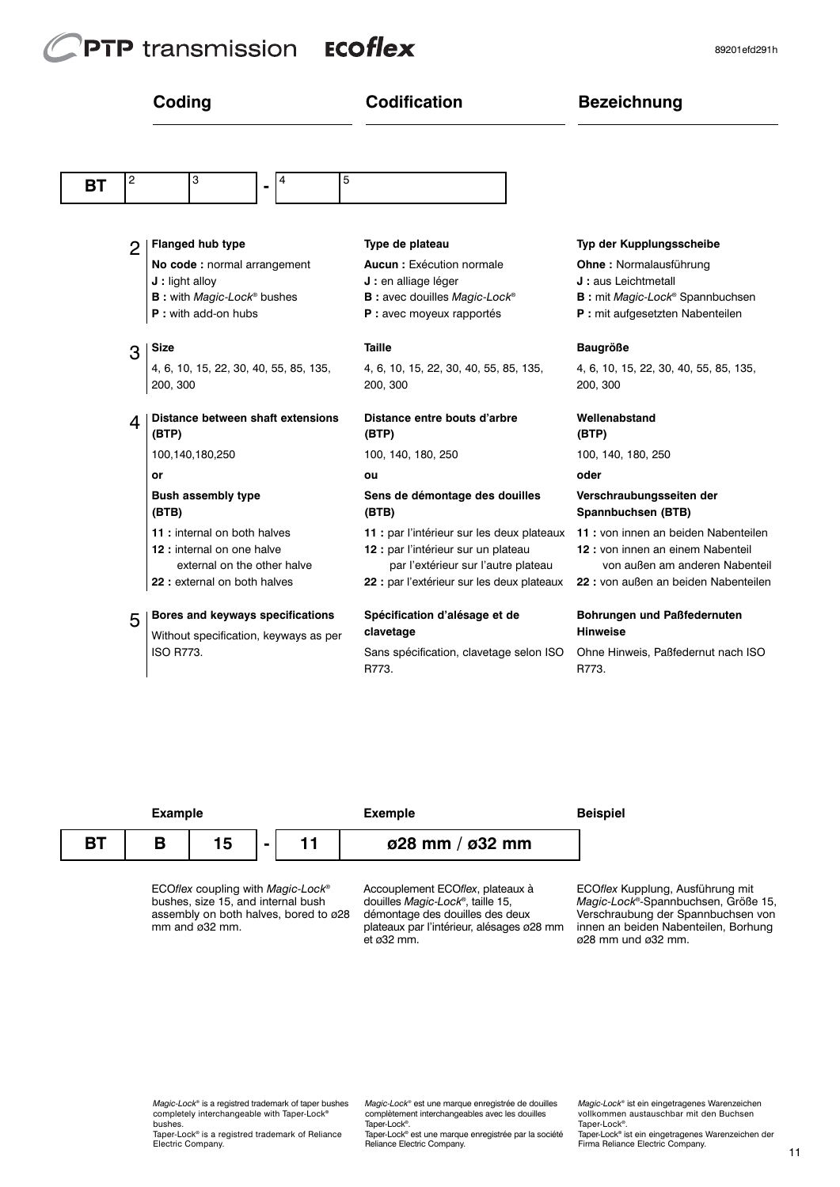## Coding

## Codification

## Bezeichnung

| BT | 2 | 3 | - | 4 | 5 |
|---|---|---|---|---|---|

**2** **Flanged hub type**

**No code :** normal arrangement
**J :** light alloy
**B :** with *Magic-Lock*® bushes
**P :** with add-on hubs

**Type de plateau**

**Aucun :** Exécution normale
**J :** en alliage léger
**B :** avec douilles *Magic-Lock*®
**P :** avec moyeux rapportés

**Typ der Kupplungsscheibe**

**Ohne :** Normalausführung
**J :** aus Leichtmetall
**B :** mit *Magic-Lock*® Spannbuchsen
**P :** mit aufgesetzten Nabenteilen

**3** **Size**

4, 6, 10, 15, 22, 30, 40, 55, 85, 135, 200, 300

**Taille**

4, 6, 10, 15, 22, 30, 40, 55, 85, 135, 200, 300

**Baugröße**

4, 6, 10, 15, 22, 30, 40, 55, 85, 135, 200, 300

**4** **Distance between shaft extensions (BTP)**

100,140,180,250

**or**

**Bush assembly type (BTB)**

**11 :** internal on both halves
**12 :** internal on one halve external on the other halve
**22 :** external on both halves

**Distance entre bouts d'arbre (BTP)**

100, 140, 180, 250

**ou**

**Sens de démontage des douilles (BTB)**

**11 :** par l'intérieur sur les deux plateaux
**12 :** par l'intérieur sur un plateau par l'extérieur sur l'autre plateau
**22 :** par l'extérieur sur les deux plateaux

**Wellenabstand (BTP)**

100, 140, 180, 250

**oder**

**Verschraubungsseiten der Spannbuchsen (BTB)**

**11 :** von innen an beiden Nabenteilen
**12 :** von innen an einem Nabenteil von außen am anderen Nabenteil
**22 :** von außen an beiden Nabenteilen

**5** **Bores and keyways specifications**

Without specification, keyways as per ISO R773.

**Spécification d'alésage et de clavetage**

Sans spécification, clavetage selon ISO R773.

**Bohrungen und Paßfedernuten Hinweise**

Ohne Hinweis, Paßfedernut nach ISO R773.

**Example** / **Exemple** / **Beispiel**

| BT | B | 15 | - | 11 | ø28 mm / ø32 mm |
|---|---|---|---|---|---|

ECO*flex* coupling with *Magic-Lock*® bushes, size 15, and internal bush assembly on both halves, bored to ø28 mm and ø32 mm.

Accouplement ECO*flex*, plateaux à douilles *Magic-Lock*®, taille 15, démontage des douilles des deux plateaux par l'intérieur, alésages ø28 mm et ø32 mm.

ECO*flex* Kupplung, Ausführung mit *Magic-Lock*®-Spannbuchsen, Größe 15, Verschraubung der Spannbuchsen von innen an beiden Nabenteilen, Borhung ø28 mm und ø32 mm.

*Magic-Lock*® is a registred trademark of taper bushes completely interchangeable with Taper-Lock® bushes.
Taper-Lock® is a registred trademark of Reliance Electric Company.

*Magic-Lock*® est une marque enregistrée de douilles complètement interchangeables avec les douilles Taper-Lock®.
Taper-Lock® est une marque enregistrée par la société Reliance Electric Company.

*Magic-Lock*® ist ein eingetragenes Warenzeichen vollkommen austauschbar mit den Buchsen Taper-Lock®.
Taper-Lock® ist ein eingetragenes Warenzeichen der Firma Reliance Electric Company.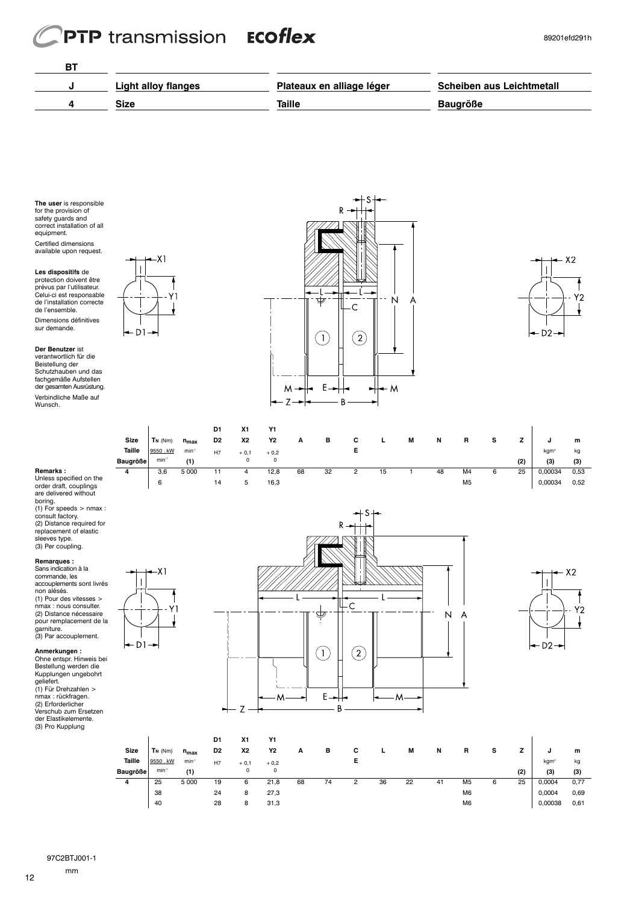89201efd291h

| BT | | | |
|---|---|---|---|
| J | **Light alloy flanges** | **Plateaux en alliage léger** | **Scheiben aus Leichtmetall** |
| 4 | **Size** | **Taille** | **Baugröße** |

**The user** is responsible for the provision of safety guards and correct installation of all equipment.

Certified dimensions available upon request.

**Les dispositifs** de protection doivent être prévus par l'utilisateur. Celui-ci est responsable de l'installation correcte de l'ensemble.

Dimensions définitives sur demande.

**Der Benutzer** ist verantwortlich für die Beistellung der Schutzhauben und das fachgemäße Aufstellen der gesamten Ausrüstung.

Verbindliche Maße auf Wunsch.

X1 Y1 D1 R S L L C N A 1 2 M E M Z B X2 Y2 D2

| Size<br>Taille<br>Baugröße | $T_N$ (Nm)<br>9550 . kW / min⁻¹ | $n_{max}$<br>min⁻¹<br>(1) | D1<br>D2<br>H7 | X1<br>X2<br>+ 0,1 / 0 | Y1<br>Y2<br>+ 0,2 / 0 | A | B | C<br>E | L | M | N | R | S | Z<br>(2) | J<br>kgm²<br>(3) | m<br>kg<br>(3) |
|---|---|---|---|---|---|---|---|---|---|---|---|---|---|---|---|---|
| 4 | 3,6 | 5 000 | 11 | 4 | 12,8 | 68 | 32 | 2 | 15 | 1 | 48 | M4 | 6 | 25 | 0,00034 | 0,53 |
| | 6 | | 14 | 5 | 16,3 | | | | | | | M5 | | | 0,00034 | 0,52 |

**Remarks :**
Unless specified on the order draft, couplings are delivered without boring.
(1) For speeds > nmax : consult factory.
(2) Distance required for replacement of elastic sleeves type.
(3) Per coupling.

**Remarques :**
Sans indication à la commande, les accouplements sont livrés non alésés.
(1) Pour des vitesses > nmax : nous consulter.
(2) Distance nécessaire pour remplacement de la garniture.
(3) Par accouplement.

**Anmerkungen :**
Ohne entspr. Hinweis bei Bestellung werden die Kupplungen ungebohrt geliefert.
(1) Für Drehzahlen > nmax : rückfragen.
(2) Erforderlicher Verschub zum Ersetzen der Elastikelemente.
(3) Pro Kupplung

X1 Y1 D1 R S L L C N A 1 2 M E M Z B X2 Y2 D2

| Size<br>Taille<br>Baugröße | $T_N$ (Nm)<br>9550 . kW / min⁻¹ | $n_{max}$<br>min⁻¹<br>(1) | D1<br>D2<br>H7 | X1<br>X2<br>+ 0,1 / 0 | Y1<br>Y2<br>+ 0,2 / 0 | A | B | C<br>E | L | M | N | R | S | Z<br>(2) | J<br>kgm²<br>(3) | m<br>kg<br>(3) |
|---|---|---|---|---|---|---|---|---|---|---|---|---|---|---|---|---|
| 4 | 25 | 5 000 | 19 | 6 | 21,8 | 68 | 74 | 2 | 36 | 22 | 41 | M5 | 6 | 25 | 0,0004 | 0,77 |
| | 38 | | 24 | 8 | 27,3 | | | | | | | M6 | | | 0,0004 | 0,69 |
| | 40 | | 28 | 8 | 31,3 | | | | | | | M6 | | | 0,00038 | 0,61 |

97C2BTJ001-1

mm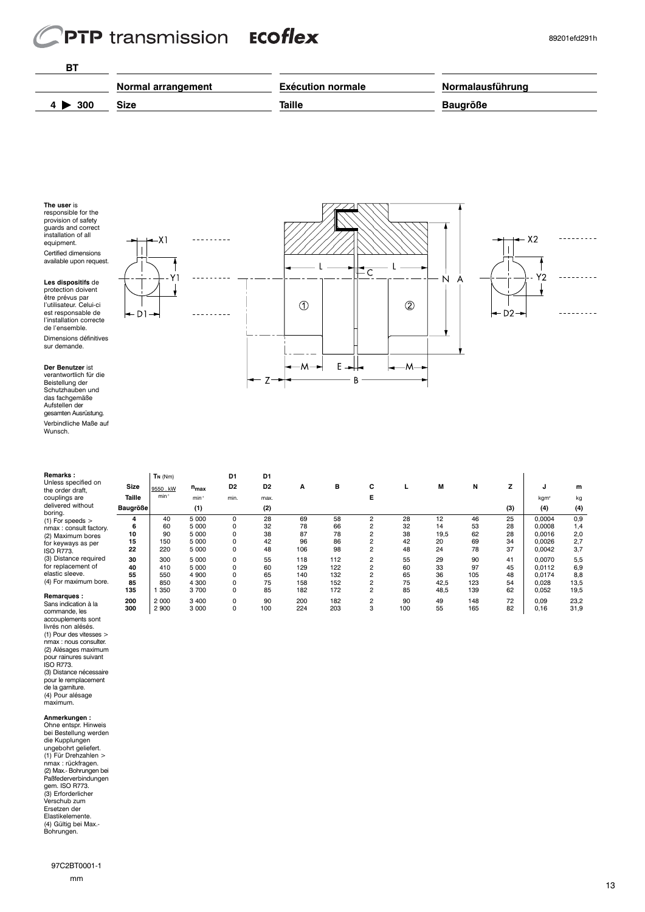BT

4 ▶ 300

| Normal arrangement | Exécution normale | Normalausführung |
|---|---|---|
| Size | Taille | Baugröße |

**The user** is responsible for the provision of safety guards and correct installation of all equipment.

Certified dimensions available upon request.

**Les dispositifs** de protection doivent être prévus par l'utilisateur. Celui-ci est responsable de l'installation correcte de l'ensemble.

Dimensions définitives sur demande.

**Der Benutzer** ist verantwortlich für die Beistellung der Schutzhauben und das fachgemäße Aufstellen der gesamten Ausrüstung.

Verbindliche Maße auf Wunsch.

X1
Y1
D1
L
C
L
N
A
1
2
M
E
M
Z
B
X2
Y2
D2

**Remarks :**
Unless specified on the order draft, couplings are delivered without boring.
(1) For speeds > nmax : consult factory.
(2) Maximum bores for keyways as per ISO R773.
(3) Distance required for replacement of elastic sleeve.
(4) For maximum bore.

**Remarques :**
Sans indication à la commande, les accouplements sont livrés non alésés.
(1) Pour des vitesses > nmax : nous consulter.
(2) Alésages maximum pour rainures suivant ISO R773.
(3) Distance nécessaire pour le remplacement de la garniture.
(4) Pour alésage maximum.

**Anmerkungen :**
Ohne entspr. Hinweis bei Bestellung werden die Kupplungen ungebohrt geliefert.
(1) Für Drehzahlen > nmax : rückfragen.
(2) Max.- Bohrungen bei Paßfederverbindungen gem. ISO R773.
(3) Erforderlicher Verschub zum Ersetzen der Elastikelemente.
(4) Gültig bei Max.-Bohrungen.

| Size / Taille / Baugröße | $T_N$ (Nm) $\frac{9550 \cdot kW}{min^{-1}}$ | $n_{max}$ min⁻¹ (1) | D1 D2 min. | D1 D2 max. (2) | A | B | C E | L | M | N | Z (3) | J kgm² (4) | m kg (4) |
|---|---|---|---|---|---|---|---|---|---|---|---|---|---|
| 4 | 40 | 5 000 | 0 | 28 | 69 | 58 | 2 | 28 | 12 | 46 | 25 | 0,0004 | 0,9 |
| 6 | 60 | 5 000 | 0 | 32 | 78 | 66 | 2 | 32 | 14 | 53 | 28 | 0,0008 | 1,4 |
| 10 | 90 | 5 000 | 0 | 38 | 87 | 78 | 2 | 38 | 19,5 | 62 | 28 | 0,0016 | 2,0 |
| 15 | 150 | 5 000 | 0 | 42 | 96 | 86 | 2 | 42 | 20 | 69 | 34 | 0,0026 | 2,7 |
| 22 | 220 | 5 000 | 0 | 48 | 106 | 98 | 2 | 48 | 24 | 78 | 37 | 0,0042 | 3,7 |
| 30 | 300 | 5 000 | 0 | 55 | 118 | 112 | 2 | 55 | 29 | 90 | 41 | 0,0070 | 5,5 |
| 40 | 410 | 5 000 | 0 | 60 | 129 | 122 | 2 | 60 | 33 | 97 | 45 | 0,0112 | 6,9 |
| 55 | 550 | 4 900 | 0 | 65 | 140 | 132 | 2 | 65 | 36 | 105 | 48 | 0,0174 | 8,8 |
| 85 | 850 | 4 300 | 0 | 75 | 158 | 152 | 2 | 75 | 42,5 | 123 | 54 | 0,028 | 13,5 |
| 135 | 1 350 | 3 700 | 0 | 85 | 182 | 172 | 2 | 85 | 48,5 | 139 | 62 | 0,052 | 19,5 |
| 200 | 2 000 | 3 400 | 0 | 90 | 200 | 182 | 2 | 90 | 49 | 148 | 72 | 0,09 | 23,2 |
| 300 | 2 900 | 3 000 | 0 | 100 | 224 | 203 | 3 | 100 | 55 | 165 | 82 | 0,16 | 31,9 |

97C2BT0001-1

mm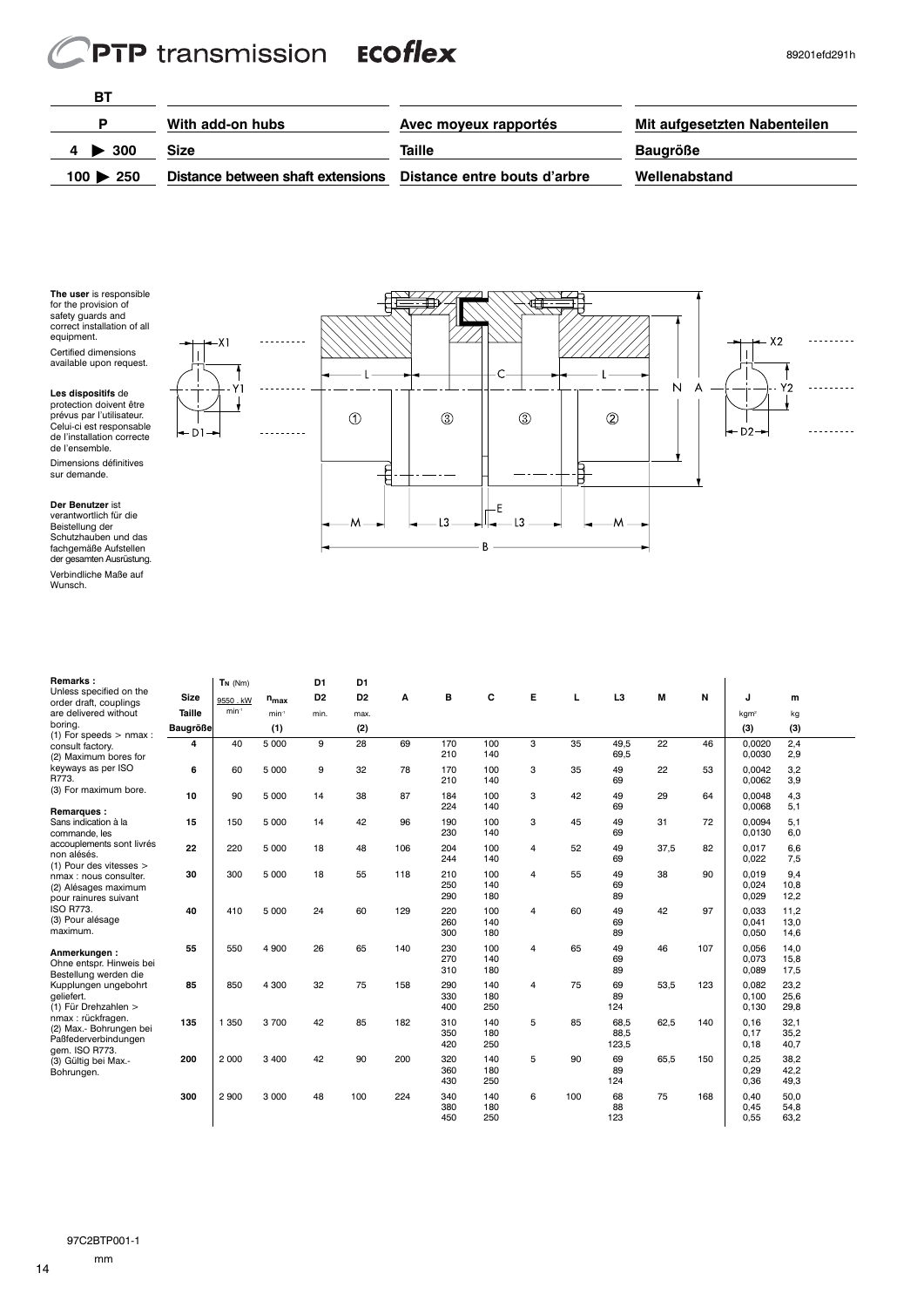89201efd291h

| BT | | | |
|---|---|---|---|
| P | With add-on hubs | Avec moyeux rapportés | Mit aufgesetzten Nabenteilen |
| 4 ▶ 300 | Size | Taille | Baugröße |
| 100 ▶ 250 | Distance between shaft extensions | Distance entre bouts d'arbre | Wellenabstand |

**The user** is responsible for the provision of safety guards and correct installation of all equipment.

Certified dimensions available upon request.

**Les dispositifs** de protection doivent être prévus par l'utilisateur. Celui-ci est responsable de l'installation correcte de l'ensemble.

Dimensions définitives sur demande.

**Der Benutzer** ist verantwortlich für die Beistellung der Schutzhauben und das fachgemäße Aufstellen der gesamten Ausrüstung.

Verbindliche Maße auf Wunsch.

X1 Y1 D1 L C L N A X2 Y2 D2 ① ③ ③ ② M L3 E L3 M B

**Remarks :**
Unless specified on the order draft, couplings are delivered without boring.
(1) For speeds > nmax : consult factory.
(2) Maximum bores for keyways as per ISO R773.
(3) For maximum bore.

**Remarques :**
Sans indication à la commande, les accouplements sont livrés non alésés.
(1) Pour des vitesses > nmax : nous consulter.
(2) Alésages maximum pour rainures suivant ISO R773.
(3) Pour alésage maximum.

**Anmerkungen :**
Ohne entspr. Hinweis bei Bestellung werden die Kupplungen ungebohrt geliefert.
(1) Für Drehzahlen > nmax : rückfragen.
(2) Max.- Bohrungen bei Paßfederverbindungen gem. ISO R773.
(3) Gültig bei Max.-Bohrungen.

| Size / Taille / Baugröße | $T_N$ (Nm) 9550 . kW / min⁻¹ | $n_{max}$ min⁻¹ (1) | D1 D2 min. | D1 D2 max. (2) | A | B | C | E | L | L3 | M | N | J kgm² (3) | m kg (3) |
|---|---|---|---|---|---|---|---|---|---|---|---|---|---|---|
| 4 | 40 | 5 000 | 9 | 28 | 69 | 170<br>210 | 100<br>140 | 3 | 35 | 49,5<br>69,5 | 22 | 46 | 0,0020<br>0,0030 | 2,4<br>2,9 |
| 6 | 60 | 5 000 | 9 | 32 | 78 | 170<br>210 | 100<br>140 | 3 | 35 | 49<br>69 | 22 | 53 | 0,0042<br>0,0062 | 3,2<br>3,9 |
| 10 | 90 | 5 000 | 14 | 38 | 87 | 184<br>224 | 100<br>140 | 3 | 42 | 49<br>69 | 29 | 64 | 0,0048<br>0,0068 | 4,3<br>5,1 |
| 15 | 150 | 5 000 | 14 | 42 | 96 | 190<br>230 | 100<br>140 | 3 | 45 | 49<br>69 | 31 | 72 | 0,0094<br>0,0130 | 5,1<br>6,0 |
| 22 | 220 | 5 000 | 18 | 48 | 106 | 204<br>244 | 100<br>140 | 4 | 52 | 49<br>69 | 37,5 | 82 | 0,017<br>0,022 | 6,6<br>7,5 |
| 30 | 300 | 5 000 | 18 | 55 | 118 | 210<br>250<br>290 | 100<br>140<br>180 | 4 | 55 | 49<br>69<br>89 | 38 | 90 | 0,019<br>0,024<br>0,029 | 9,4<br>10,8<br>12,2 |
| 40 | 410 | 5 000 | 24 | 60 | 129 | 220<br>260<br>300 | 100<br>140<br>180 | 4 | 60 | 49<br>69<br>89 | 42 | 97 | 0,033<br>0,041<br>0,050 | 11,2<br>13,0<br>14,6 |
| 55 | 550 | 4 900 | 26 | 65 | 140 | 230<br>270<br>310 | 100<br>140<br>180 | 4 | 65 | 49<br>69<br>89 | 46 | 107 | 0,056<br>0,073<br>0,089 | 14,0<br>15,8<br>17,5 |
| 85 | 850 | 4 300 | 32 | 75 | 158 | 290<br>330<br>400 | 140<br>180<br>250 | 4 | 75 | 69<br>89<br>124 | 53,5 | 123 | 0,082<br>0,100<br>0,130 | 23,2<br>25,6<br>29,8 |
| 135 | 1 350 | 3 700 | 42 | 85 | 182 | 310<br>350<br>420 | 140<br>180<br>250 | 5 | 85 | 68,5<br>88,5<br>123,5 | 62,5 | 140 | 0,16<br>0,17<br>0,18 | 32,1<br>35,2<br>40,7 |
| 200 | 2 000 | 3 400 | 42 | 90 | 200 | 320<br>360<br>430 | 140<br>180<br>250 | 5 | 90 | 69<br>89<br>124 | 65,5 | 150 | 0,25<br>0,29<br>0,36 | 38,2<br>42,2<br>49,3 |
| 300 | 2 900 | 3 000 | 48 | 100 | 224 | 340<br>380<br>450 | 140<br>180<br>250 | 6 | 100 | 68<br>88<br>123 | 75 | 168 | 0,40<br>0,45<br>0,55 | 50,0<br>54,8<br>63,2 |

97C2BTP001-1

mm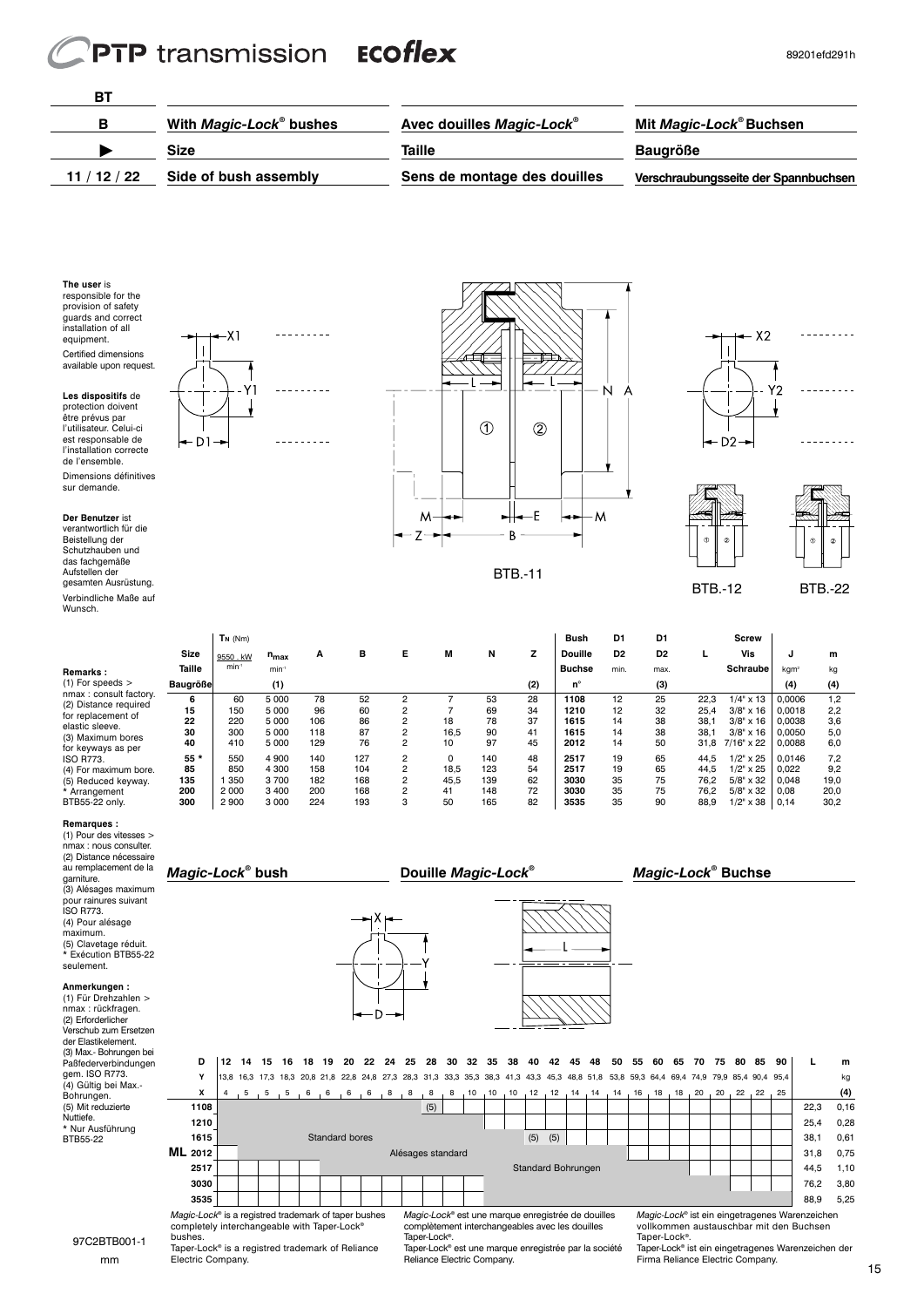| BT | | | |
|---|---|---|---|
| B | With *Magic-Lock®* bushes | Avec douilles *Magic-Lock®* | Mit *Magic-Lock®* Buchsen |
| ▶ | Size | Taille | Baugröße |
| 11 / 12 / 22 | Side of bush assembly | Sens de montage des douilles | Verschraubungsseite der Spannbuchsen |

**The user** is responsible for the provision of safety guards and correct installation of all equipment.
Certified dimensions available upon request.

**Les dispositifs** de protection doivent être prévus par l'utilisateur. Celui-ci est responsable de l'installation correcte de l'ensemble.
Dimensions définitives sur demande.

**Der Benutzer** ist verantwortlich für die Beistellung der Schutzhauben und das fachgemäße Aufstellen der gesamten Ausrüstung.
Verbindliche Maße auf Wunsch.

X1, Y1, D1 — L, L, N, A, ①, ②, M, E, M, Z, B — X2, Y2, D2

BTB.-11 BTB.-12 BTB.-22

| Size / Taille / Baugröße | $T_N$ (Nm) $\frac{9550 \cdot kW}{min^{-1}}$ | $n_{max}$ $min^{-1}$ (1) | A | B | E | M | N | Z (2) | Bush / Douille / Buchse n° | D1 D2 min. | D1 D2 max. (3) | L | Screw / Vis / Schraube | J $kgm^2$ (4) | m kg (4) |
|---|---|---|---|---|---|---|---|---|---|---|---|---|---|---|---|
| 6 | 60 | 5 000 | 78 | 52 | 2 | 7 | 53 | 28 | 1108 | 12 | 25 | 22,3 | 1/4" x 13 | 0,0006 | 1,2 |
| 15 | 150 | 5 000 | 96 | 60 | 2 | 7 | 69 | 34 | 1210 | 12 | 32 | 25,4 | 3/8" x 16 | 0,0018 | 2,2 |
| 22 | 220 | 5 000 | 106 | 86 | 2 | 18 | 78 | 37 | 1615 | 14 | 38 | 38,1 | 3/8" x 16 | 0,0038 | 3,6 |
| 30 | 300 | 5 000 | 118 | 87 | 2 | 16,5 | 90 | 41 | 1615 | 14 | 38 | 38,1 | 3/8" x 16 | 0,0050 | 5,0 |
| 40 | 410 | 5 000 | 129 | 76 | 2 | 10 | 97 | 45 | 2012 | 14 | 50 | 31,8 | 7/16" x 22 | 0,0088 | 6,0 |
| 55 * | 550 | 4 900 | 140 | 127 | 2 | 0 | 140 | 48 | 2517 | 19 | 65 | 44,5 | 1/2" x 25 | 0,0146 | 7,2 |
| 85 | 850 | 4 300 | 158 | 104 | 2 | 18,5 | 123 | 54 | 2517 | 19 | 65 | 44,5 | 1/2" x 25 | 0,022 | 9,2 |
| 135 | 1 350 | 3 700 | 182 | 168 | 2 | 45,5 | 139 | 62 | 3030 | 35 | 75 | 76,2 | 5/8" x 32 | 0,048 | 19,0 |
| 200 | 2 000 | 3 400 | 200 | 168 | 2 | 41 | 148 | 72 | 3030 | 35 | 75 | 76,2 | 5/8" x 32 | 0,08 | 20,0 |
| 300 | 2 900 | 3 000 | 224 | 193 | 3 | 50 | 165 | 82 | 3535 | 35 | 90 | 88,9 | 1/2" x 38 | 0,14 | 30,2 |

**Remarks :**
(1) For speeds > nmax : consult factory.
(2) Distance required for replacement of elastic sleeve.
(3) Maximum bores for keyways as per ISO R773.
(4) For maximum bore.
(5) Reduced keyway.
\* Arrangement BTB55-22 only.

**Remarques :**
(1) Pour des vitesses > nmax : nous consulter.
(2) Distance nécessaire au remplacement de la garniture.
(3) Alésages maximum pour rainures suivant ISO R773.
(4) Pour alésage maximum.
(5) Clavetage réduit.
\* Exécution BTB55-22 seulement.

**Anmerkungen :**
(1) Für Drehzahlen > nmax : rückfragen.
(2) Erforderlicher Verschub zum Ersetzen der Elastikelement.
(3) Max.- Bohrungen bei Paßfederverbindungen gem. ISO R773.
(4) Gültig bei Max.- Bohrungen.
(5) Mit reduzierte Nuttiefe.
\* Nur Ausführung BTB55-22

## *Magic-Lock®* bush — Douille *Magic-Lock®* — *Magic-Lock®* Buchse

X, Y, D — L

| D | 12 | 14 | 15 | 16 | 18 | 19 | 20 | 22 | 24 | 25 | 28 | 30 | 32 | 35 | 38 | 40 | 42 | 45 | 48 | 50 | 55 | 60 | 65 | 70 | 75 | 80 | 85 | 90 | L | m |
|---|---|---|---|---|---|---|---|---|---|---|---|---|---|---|---|---|---|---|---|---|---|---|---|---|---|---|---|---|---|---|
| Y | 13,8 | 16,3 | 17,3 | 18,3 | 20,8 | 21,8 | 22,8 | 24,8 | 27,3 | 28,3 | 31,3 | 33,3 | 35,3 | 38,3 | 41,3 | 43,3 | 45,3 | 48,8 | 51,8 | 53,8 | 59,3 | 64,4 | 69,4 | 74,9 | 79,9 | 85,4 | 90,4 | 95,4 | | kg |
| X | 4 | 5 | 5 | 5 | 6 | 6 | 6 | 6 | 8 | 8 | 8 | 8 | 10 | 10 | 10 | 12 | 12 | 14 | 14 | 14 | 16 | 18 | 18 | 20 | 20 | 22 | 22 | 25 | | (4) |
| 1108 | ■ | ■ | ■ | ■ | ■ | ■ | ■ | ■ | ■ | ■ | (5) | | | | | | | | | | | | | | | | | | 22,3 | 0,16 |
| 1210 | ■ | ■ | ■ | ■ | ■ | ■ | ■ | ■ | ■ | ■ | ■ | ■ | ■ | | | | | | | | | | | | | | | | 25,4 | 0,28 |
| 1615 | | ■ | ■ | ■ | ■ | ■ | ■ | ■ | ■ | ■ | ■ | ■ | ■ | ■ | ■ | (5) | (5) | | | | | | | | | | | | 38,1 | 0,61 |
| ML 2012 | | ■ | ■ | ■ | ■ | ■ | ■ | ■ | ■ | ■ | ■ | ■ | ■ | ■ | ■ | ■ | ■ | ■ | ■ | ■ | | | | | | | | | 31,8 | 0,75 |
| 2517 | | | | | | ■ | ■ | ■ | ■ | ■ | ■ | ■ | ■ | ■ | ■ | ■ | ■ | ■ | ■ | ■ | ■ | ■ | ■ | | | | | | 44,5 | 1,10 |
| 3030 | | | | | | | | | | | | | | ■ | ■ | ■ | ■ | ■ | ■ | ■ | ■ | ■ | ■ | ■ | ■ | | | | 76,2 | 3,80 |
| 3535 | | | | | | | | | | | | | | ■ | ■ | ■ | ■ | ■ | ■ | ■ | ■ | ■ | ■ | ■ | ■ | ■ | ■ | ■ | 88,9 | 5,25 |

■ = Standard bores / Alésages standard / Standard Bohrungen

*Magic-Lock®* is a registred trademark of taper bushes completely interchangeable with Taper-Lock® bushes.
Taper-Lock® is a registred trademark of Reliance Electric Company.

*Magic-Lock®* est une marque enregistrée de douilles complètement interchangeables avec les douilles Taper-Lock®.
Taper-Lock® est une marque enregistrée par la société Reliance Electric Company.

*Magic-Lock®* ist ein eingetragenes Warenzeichen vollkommen austauschbar mit den Buchsen Taper-Lock®.
Taper-Lock® ist ein eingetragenes Warenzeichen der Firma Reliance Electric Company.

97C2BTB001-1

mm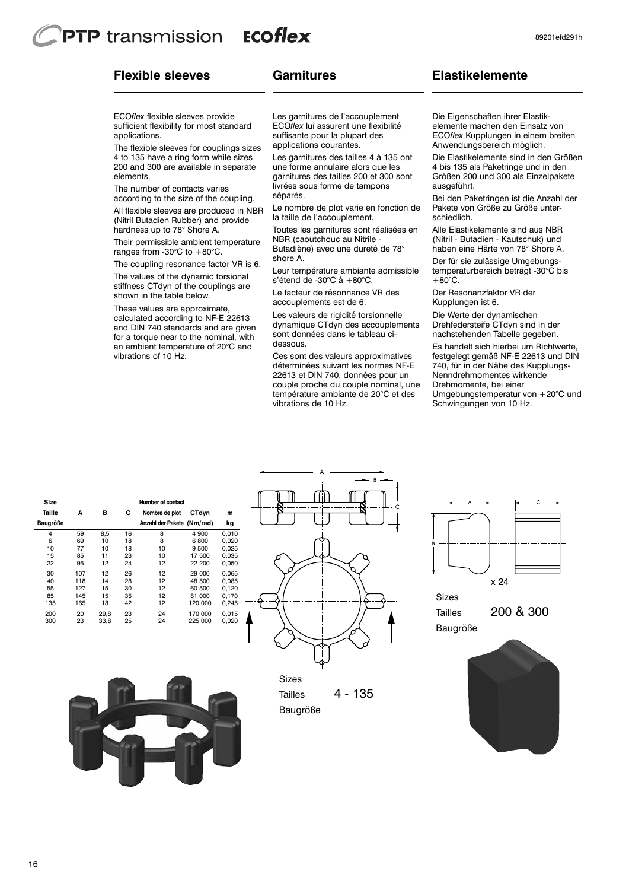## Flexible sleeves

ECO*flex* flexible sleeves provide sufficient flexibility for most standard applications.

The flexible sleeves for couplings sizes 4 to 135 have a ring form while sizes 200 and 300 are available in separate elements.

The number of contacts varies according to the size of the coupling.

All flexible sleeves are produced in NBR (Nitril Butadien Rubber) and provide hardness up to 78° Shore A.

Their permissible ambient temperature ranges from -30°C to +80°C.

The coupling resonance factor VR is 6.

The values of the dynamic torsional stiffness CTdyn of the couplings are shown in the table below.

These values are approximate, calculated according to NF-E 22613 and DIN 740 standards and are given for a torque near to the nominal, with an ambient temperature of 20°C and vibrations of 10 Hz.

## Garnitures

Les garnitures de l'accouplement ECO*flex* lui assurent une flexibilité suffisante pour la plupart des applications courantes.

Les garnitures des tailles 4 à 135 ont une forme annulaire alors que les garnitures des tailles 200 et 300 sont livrées sous forme de tampons séparés.

Le nombre de plot varie en fonction de la taille de l'accouplement.

Toutes les garnitures sont réalisées en NBR (caoutchouc au Nitrile - Butadiène) avec une dureté de 78° shore A.

Leur température ambiante admissible s'étend de -30°C à +80°C.

Le facteur de résonnance VR des accouplements est de 6.

Les valeurs de rigidité torsionnelle dynamique CTdyn des accouplements sont données dans le tableau ci-dessous.

Ces sont des valeurs approximatives déterminées suivant les normes NF-E 22613 et DIN 740, données pour un couple proche du couple nominal, une température ambiante de 20°C et des vibrations de 10 Hz.

## Elastikelemente

Die Eigenschaften ihrer Elastikelemente machen den Einsatz von ECO*flex* Kupplungen in einem breiten Anwendungsbereich möglich.

Die Elastikelemente sind in den Größen 4 bis 135 als Paketringe und in den Größen 200 und 300 als Einzelpakete ausgeführt.

Bei den Paketringen ist die Anzahl der Pakete von Größe zu Größe unterschiedlich.

Alle Elastikelemente sind aus NBR (Nitril - Butadien - Kautschuk) und haben eine Härte von 78° Shore A.

Der für sie zulässige Umgebungstemperaturbereich beträgt -30°C bis +80°C.

Der Resonanzfaktor VR der Kupplungen ist 6.

Die Werte der dynamischen Drehfedersteife CTdyn sind in der nachstehenden Tabelle gegeben.

Es handelt sich hierbei um Richtwerte, festgelegt gemäß NF-E 22613 und DIN 740, für in der Nähe des Kupplungs-Nenndrehmomentes wirkende Drehmomente, bei einer Umgebungstemperatur von +20°C und Schwingungen von 10 Hz.

| Size / Taille / Baugröße | A | B | C | Number of contact / Nombre de plot / Anzahl der Pakete | CTdyn (Nm/rad) | m kg |
|---|---|---|---|---|---|---|
| 4 | 59 | 8,5 | 16 | 8 | 4 900 | 0,010 |
| 6 | 69 | 10 | 18 | 8 | 6 800 | 0,020 |
| 10 | 77 | 10 | 18 | 10 | 9 500 | 0,025 |
| 15 | 85 | 11 | 23 | 10 | 17 500 | 0,035 |
| 22 | 95 | 12 | 24 | 12 | 22 200 | 0,050 |
| 30 | 107 | 12 | 26 | 12 | 29 000 | 0,065 |
| 40 | 118 | 14 | 28 | 12 | 48 500 | 0,085 |
| 55 | 127 | 15 | 30 | 12 | 60 500 | 0,120 |
| 85 | 145 | 15 | 35 | 12 | 81 000 | 0,170 |
| 135 | 165 | 18 | 42 | 12 | 120 000 | 0,245 |
| 200 | 20 | 29,8 | 23 | 24 | 170 000 | 0,015 |
| 300 | 23 | 33,8 | 25 | 24 | 225 000 | 0,020 |

Sizes / Tailles / Baugröße 4 - 135

x 24

Sizes / Tailles / Baugröße 200 & 300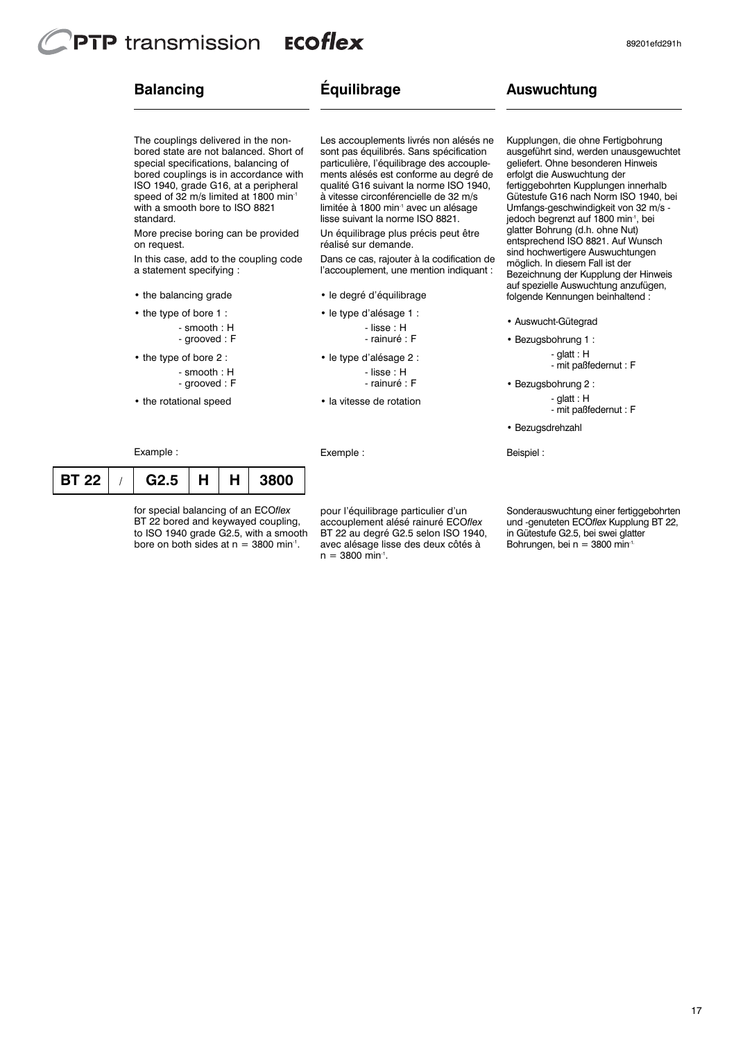## Balancing

The couplings delivered in the non-bored state are not balanced. Short of special specifications, balancing of bored couplings is in accordance with ISO 1940, grade G16, at a peripheral speed of 32 m/s limited at 1800 min$^{-1}$ with a smooth bore to ISO 8821 standard.

More precise boring can be provided on request.

In this case, add to the coupling code a statement specifying :

- the balancing grade
- the type of bore 1 :
  - smooth : H
  - grooved : F
- the type of bore 2 :
  - smooth : H
  - grooved : F
- the rotational speed

Example :

| BT 22 | / | G2.5 | H | H | 3800 |
|---|---|---|---|---|---|

for special balancing of an ECO*flex* BT 22 bored and keywayed coupling, to ISO 1940 grade G2.5, with a smooth bore on both sides at n = 3800 min$^{-1}$.

## Équilibrage

Les accouplements livrés non alésés ne sont pas équilibrés. Sans spécification particulière, l'équilibrage des accouplements alésés est conforme au degré de qualité G16 suivant la norme ISO 1940, à vitesse circonférencielle de 32 m/s limitée à 1800 min$^{-1}$ avec un alésage lisse suivant la norme ISO 8821.

Un équilibrage plus précis peut être réalisé sur demande.

Dans ce cas, rajouter à la codification de l'accouplement, une mention indiquant :

- le degré d'équilibrage
- le type d'alésage 1 :
  - lisse : H
  - rainuré : F
- le type d'alésage 2 :
  - lisse : H
  - rainuré : F
- la vitesse de rotation

Exemple :

pour l'équilibrage particulier d'un accouplement alésé rainuré ECO*flex* BT 22 au degré G2.5 selon ISO 1940, avec alésage lisse des deux côtés à n = 3800 min$^{-1}$.

## Auswuchtung

Kupplungen, die ohne Fertigbohrung ausgeführt sind, werden unausgewuchtet geliefert. Ohne besonderen Hinweis erfolgt die Auswuchtung der fertiggebohrten Kupplungen innerhalb Gütestufe G16 nach Norm ISO 1940, bei Umfangs-geschwindigkeit von 32 m/s - jedoch begrenzt auf 1800 min$^{-1}$, bei glatter Bohrung (d.h. ohne Nut) entsprechend ISO 8821. Auf Wunsch sind hochwertigere Auswuchtungen möglich. In diesem Fall ist der Bezeichnung der Kupplung der Hinweis auf spezielle Auswuchtung anzufügen, folgende Kennungen beinhaltend :

- Auswucht-Gütegrad
- Bezugsbohrung 1 :
  - glatt : H
  - mit paßfedernut : F
- Bezugsbohrung 2 :
  - glatt : H
  - mit paßfedernut : F
- Bezugsdrehzahl

Beispiel :

Sonderauswuchtung einer fertiggebohrten und -genuteten ECO*flex* Kupplung BT 22, in Gütestufe G2.5, bei swei glatter Bohrungen, bei n = 3800 min$^{-1}$.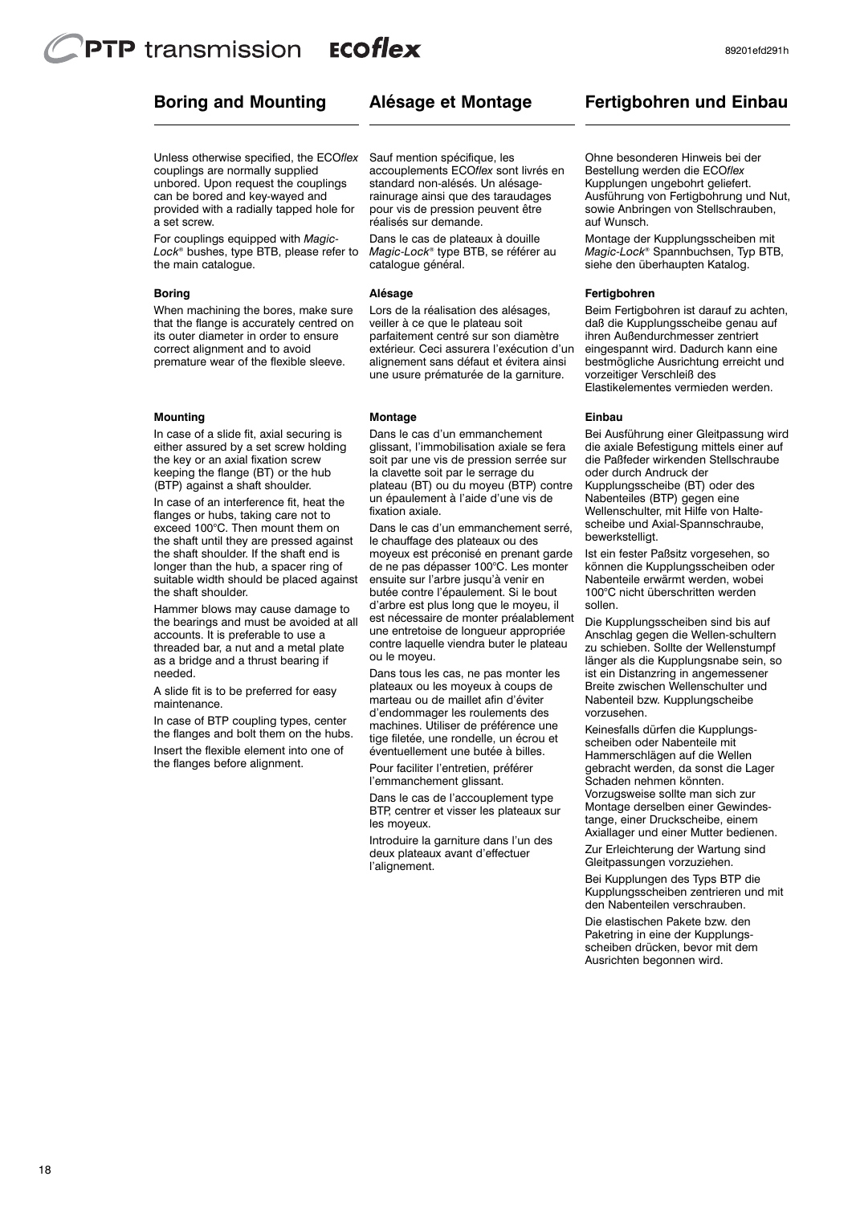## Boring and Mounting

Unless otherwise specified, the ECO*flex* couplings are normally supplied unbored. Upon request the couplings can be bored and key-wayed and provided with a radially tapped hole for a set screw.

For couplings equipped with *Magic-Lock*® bushes, type BTB, please refer to the main catalogue.

**Boring**

When machining the bores, make sure that the flange is accurately centred on its outer diameter in order to ensure correct alignment and to avoid premature wear of the flexible sleeve.

**Mounting**

In case of a slide fit, axial securing is either assured by a set screw holding the key or an axial fixation screw keeping the flange (BT) or the hub (BTP) against a shaft shoulder.

In case of an interference fit, heat the flanges or hubs, taking care not to exceed 100°C. Then mount them on the shaft until they are pressed against the shaft shoulder. If the shaft end is longer than the hub, a spacer ring of suitable width should be placed against the shaft shoulder.

Hammer blows may cause damage to the bearings and must be avoided at all accounts. It is preferable to use a threaded bar, a nut and a metal plate as a bridge and a thrust bearing if needed.

A slide fit is to be preferred for easy maintenance.

In case of BTP coupling types, center the flanges and bolt them on the hubs.

Insert the flexible element into one of the flanges before alignment.

## Alésage et Montage

Sauf mention spécifique, les accouplements ECO*flex* sont livrés en standard non-alésés. Un alésage-rainurage ainsi que des taraudages pour vis de pression peuvent être réalisés sur demande.

Dans le cas de plateaux à douille *Magic-Lock*® type BTB, se référer au catalogue général.

**Alésage**

Lors de la réalisation des alésages, veiller à ce que le plateau soit parfaitement centré sur son diamètre extérieur. Ceci assurera l'exécution d'un alignement sans défaut et évitera ainsi une usure prématurée de la garniture.

**Montage**

Dans le cas d'un emmanchement glissant, l'immobilisation axiale se fera soit par une vis de pression serrée sur la clavette soit par le serrage du plateau (BT) ou du moyeu (BTP) contre un épaulement à l'aide d'une vis de fixation axiale.

Dans le cas d'un emmanchement serré, le chauffage des plateaux ou des moyeux est préconisé en prenant garde de ne pas dépasser 100°C. Les monter ensuite sur l'arbre jusqu'à venir en butée contre l'épaulement. Si le bout d'arbre est plus long que le moyeu, il est nécessaire de monter préalablement une entretoise de longueur appropriée contre laquelle viendra buter le plateau ou le moyeu.

Dans tous les cas, ne pas monter les plateaux ou les moyeux à coups de marteau ou de maillet afin d'éviter d'endommager les roulements des machines. Utiliser de préférence une tige filetée, une rondelle, un écrou et éventuellement une butée à billes.

Pour faciliter l'entretien, préférer l'emmanchement glissant.

Dans le cas de l'accouplement type BTP, centrer et visser les plateaux sur les moyeux.

Introduire la garniture dans l'un des deux plateaux avant d'effectuer l'alignement.

## Fertigbohren und Einbau

Ohne besonderen Hinweis bei der Bestellung werden die ECO*flex* Kupplungen ungebohrt geliefert. Ausführung von Fertigbohrung und Nut, sowie Anbringen von Stellschrauben, auf Wunsch.

Montage der Kupplungsscheiben mit *Magic-Lock*® Spannbuchsen, Typ BTB, siehe den überhaupten Katalog.

**Fertigbohren**

Beim Fertigbohren ist darauf zu achten, daß die Kupplungsscheibe genau auf ihren Außendurchmesser zentriert eingespannt wird. Dadurch kann eine bestmögliche Ausrichtung erreicht und vorzeitiger Verschleiß des Elastikelementes vermieden werden.

**Einbau**

Bei Ausführung einer Gleitpassung wird die axiale Befestigung mittels einer auf die Paßfeder wirkenden Stellschraube oder durch Andruck der Kupplungsscheibe (BT) oder des Nabenteiles (BTP) gegen eine Wellenschulter, mit Hilfe von Haltescheibe und Axial-Spannschraube, bewerkstelligt.

Ist ein fester Paßsitz vorgesehen, so können die Kupplungsscheiben oder Nabenteile erwärmt werden, wobei 100°C nicht überschritten werden sollen.

Die Kupplungsscheiben sind bis auf Anschlag gegen die Wellen-schultern zu schieben. Sollte der Wellenstumpf länger als die Kupplungsnabe sein, so ist ein Distanzring in angemessener Breite zwischen Wellenschulter und Nabenteil bzw. Kupplungscheibe vorzusehen.

Keinesfalls dürfen die Kupplungsscheiben oder Nabenteile mit Hammerschlägen auf die Wellen gebracht werden, da sonst die Lager Schaden nehmen könnten. Vorzugsweise sollte man sich zur Montage derselben einer Gewindestange, einer Druckscheibe, einem Axiallager und einer Mutter bedienen.

Zur Erleichterung der Wartung sind Gleitpassungen vorzuziehen.

Bei Kupplungen des Typs BTP die Kupplungsscheiben zentrieren und mit den Nabenteilen verschrauben.

Die elastischen Pakete bzw. den Paketring in eine der Kupplungsscheiben drücken, bevor mit dem Ausrichten begonnen wird.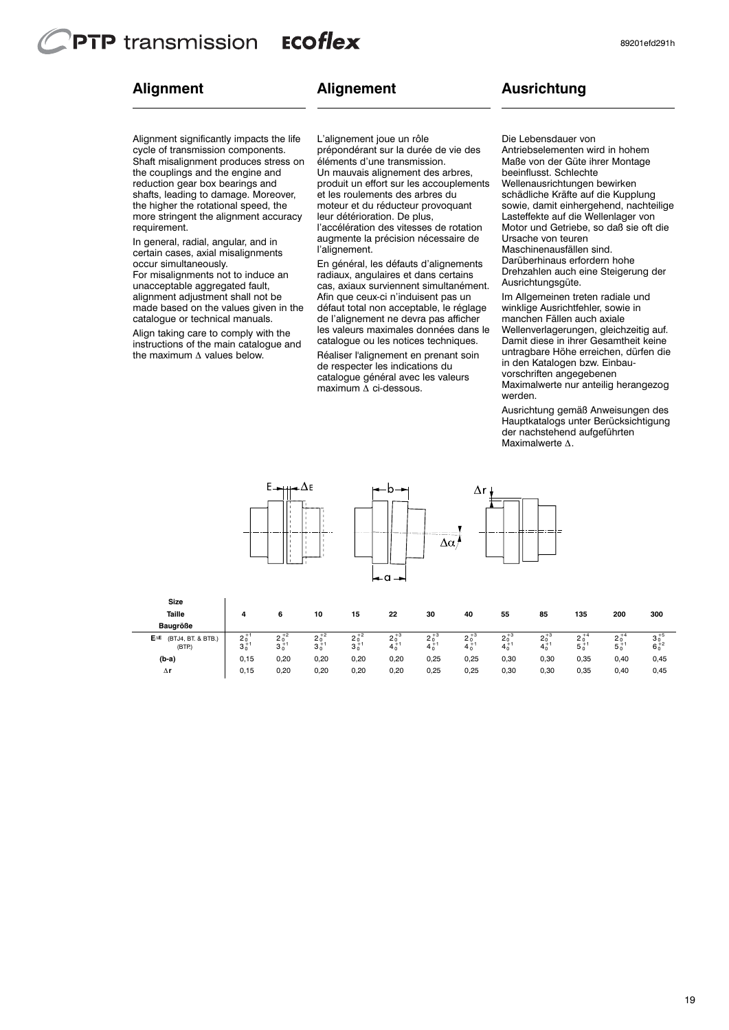PTP transmission ECOflex

89201efd291h

## Alignment

Alignment significantly impacts the life cycle of transmission components. Shaft misalignment produces stress on the couplings and the engine and reduction gear box bearings and shafts, leading to damage. Moreover, the higher the rotational speed, the more stringent the alignment accuracy requirement.

In general, radial, angular, and in certain cases, axial misalignments occur simultaneously.
For misalignments not to induce an unacceptable aggregated fault, alignment adjustment shall not be made based on the values given in the catalogue or technical manuals.

Align taking care to comply with the instructions of the main catalogue and the maximum Δ values below.

## Alignement

L'alignement joue un rôle prépondérant sur la durée de vie des éléments d'une transmission.
Un mauvais alignement des arbres, produit un effort sur les accouplements et les roulements des arbres du moteur et du réducteur provoquant leur détérioration. De plus, l'accélération des vitesses de rotation augmente la précision nécessaire de l'alignement.

En général, les défauts d'alignements radiaux, angulaires et dans certains cas, axiaux surviennent simultanément. Afin que ceux-ci n'induisent pas un défaut total non acceptable, le réglage de l'alignement ne devra pas afficher les valeurs maximales données dans le catalogue ou les notices techniques.

Réaliser l'alignement en prenant soin de respecter les indications du catalogue général avec les valeurs maximum Δ ci-dessous.

## Ausrichtung

Die Lebensdauer von Antriebselementen wird in hohem Maße von der Güte ihrer Montage beeinflusst. Schlechte Wellenausrichtungen bewirken schädliche Kräfte auf die Kupplung sowie, damit einhergehend, nachteilige Lasteffekte auf die Wellenlager von Motor und Getriebe, so daß sie oft die Ursache von teuren Maschinenausfällen sind. Darüberhinaus erfordern hohe Drehzahlen auch eine Steigerung der Ausrichtungsgüte.

Im Allgemeinen treten radiale und winklige Ausrichtfehler, sowie in manchen Fällen auch axiale Wellenverlagerungen, gleichzeitig auf. Damit diese in ihrer Gesamtheit keine untragbare Höhe erreichen, dürfen die in den Katalogen bzw. Einbau-vorschriften angegebenen Maximalwerte nur anteilig herangezog werden.

Ausrichtung gemäß Anweisungen des Hauptkatalogs unter Berücksichtigung der nachstehend aufgeführten Maximalwerte Δ.

E ΔE b a Δα Δr

| Size / Taille / Baugröße | 4 | 6 | 10 | 15 | 22 | 30 | 40 | 55 | 85 | 135 | 200 | 300 |
|---|---|---|---|---|---|---|---|---|---|---|---|---|
| $E^{\Delta E}$ (BTJ4, BT. & BTB.) | $2_0^{+1}$ | $2_0^{+2}$ | $2_0^{+2}$ | $2_0^{+2}$ | $2_0^{+3}$ | $2_0^{+3}$ | $2_0^{+3}$ | $2_0^{+3}$ | $2_0^{+3}$ | $2_0^{+4}$ | $2_0^{+4}$ | $3_0^{+5}$ |
| (BTP.) | $3_0^{+1}$ | $3_0^{+1}$ | $3_0^{+1}$ | $3_0^{+1}$ | $4_0^{+1}$ | $4_0^{+1}$ | $4_0^{+1}$ | $4_0^{+1}$ | $4_0^{+1}$ | $5_0^{+1}$ | $5_0^{+1}$ | $6_0^{+2}$ |
| (b-a) | 0,15 | 0,20 | 0,20 | 0,20 | 0,20 | 0,25 | 0,25 | 0,30 | 0,30 | 0,35 | 0,40 | 0,45 |
| Δr | 0,15 | 0,20 | 0,20 | 0,20 | 0,20 | 0,25 | 0,25 | 0,30 | 0,30 | 0,35 | 0,40 | 0,45 |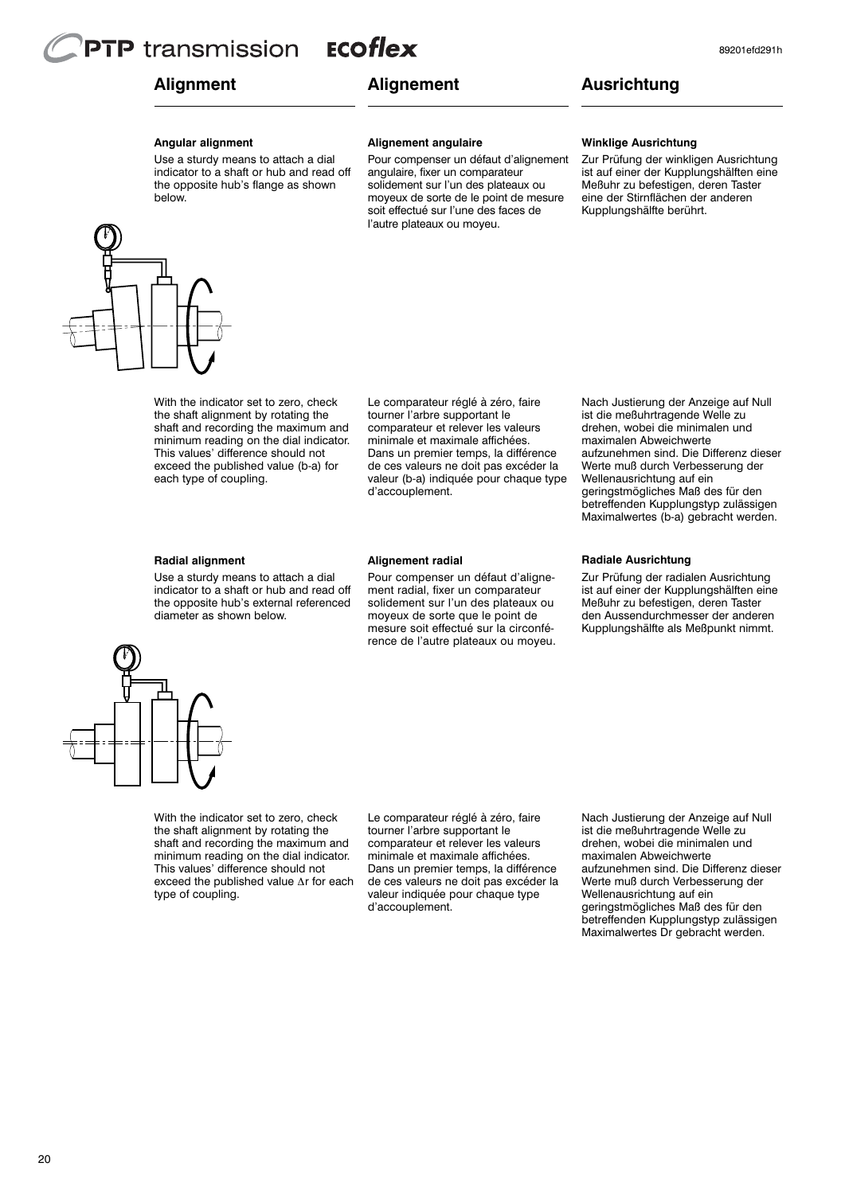## Alignment

### Angular alignment

Use a sturdy means to attach a dial indicator to a shaft or hub and read off the opposite hub's flange as shown below.

With the indicator set to zero, check the shaft alignment by rotating the shaft and recording the maximum and minimum reading on the dial indicator. This values' difference should not exceed the published value (b-a) for each type of coupling.

### Radial alignment

Use a sturdy means to attach a dial indicator to a shaft or hub and read off the opposite hub's external referenced diameter as shown below.

With the indicator set to zero, check the shaft alignment by rotating the shaft and recording the maximum and minimum reading on the dial indicator. This values' difference should not exceed the published value $\Delta r$ for each type of coupling.

## Alignement

### Alignement angulaire

Pour compenser un défaut d'alignement angulaire, fixer un comparateur solidement sur l'un des plateaux ou moyeux de sorte de le point de mesure soit effectué sur l'une des faces de l'autre plateaux ou moyeu.

Le comparateur réglé à zéro, faire tourner l'arbre supportant le comparateur et relever les valeurs minimale et maximale affichées. Dans un premier temps, la différence de ces valeurs ne doit pas excéder la valeur (b-a) indiquée pour chaque type d'accouplement.

### Alignement radial

Pour compenser un défaut d'alignement radial, fixer un comparateur solidement sur l'un des plateaux ou moyeux de sorte que le point de mesure soit effectué sur la circonférence de l'autre plateaux ou moyeu.

Le comparateur réglé à zéro, faire tourner l'arbre supportant le comparateur et relever les valeurs minimale et maximale affichées. Dans un premier temps, la différence de ces valeurs ne doit pas excéder la valeur indiquée pour chaque type d'accouplement.

## Ausrichtung

### Winklige Ausrichtung

Zur Prüfung der winkligen Ausrichtung ist auf einer der Kupplungshälften eine Meßuhr zu befestigen, deren Taster eine der Stirnflächen der anderen Kupplungshälfte berührt.

Nach Justierung der Anzeige auf Null ist die meßuhrtragende Welle zu drehen, wobei die minimalen und maximalen Abweichwerte aufzunehmen sind. Die Differenz dieser Werte muß durch Verbesserung der Wellenausrichtung auf ein geringstmögliches Maß des für den betreffenden Kupplungstyp zulässigen Maximalwertes (b-a) gebracht werden.

### Radiale Ausrichtung

Zur Prüfung der radialen Ausrichtung ist auf einer der Kupplungshälften eine Meßuhr zu befestigen, deren Taster den Aussendurchmesser der anderen Kupplungshälfte als Meßpunkt nimmt.

Nach Justierung der Anzeige auf Null ist die meßuhrtragende Welle zu drehen, wobei die minimalen und maximalen Abweichwerte aufzunehmen sind. Die Differenz dieser Werte muß durch Verbesserung der Wellenausrichtung auf ein geringstmögliches Maß des für den betreffenden Kupplungstyp zulässigen Maximalwertes Dr gebracht werden.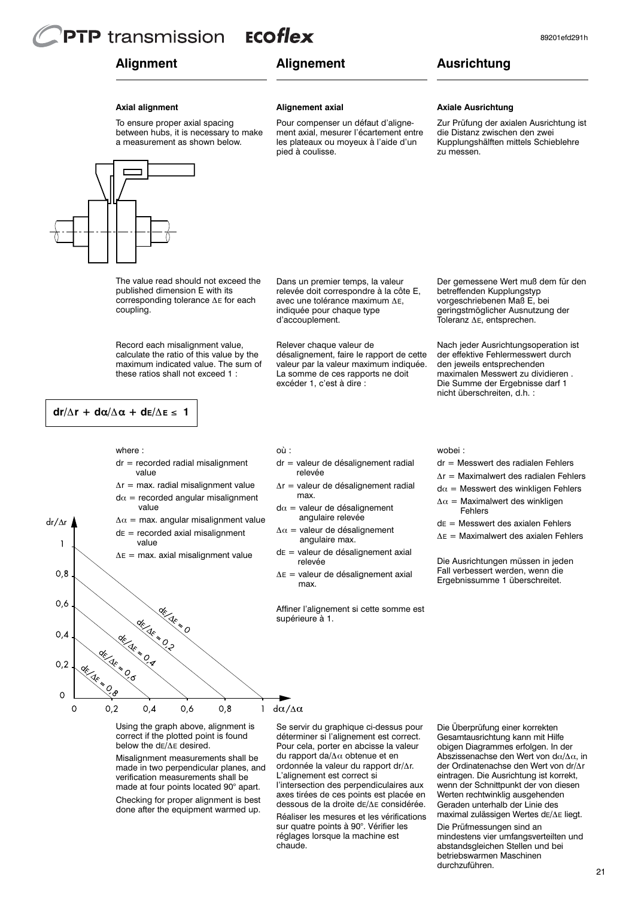## Alignment

### Axial alignment

To ensure proper axial spacing between hubs, it is necessary to make a measurement as shown below.

The value read should not exceed the published dimension E with its corresponding tolerance $\Delta E$ for each coupling.

Record each misalignment value, calculate the ratio of this value by the maximum indicated value. The sum of these ratios shall not exceed 1 :

$$dr/\Delta r + d\alpha/\Delta\alpha + dE/\Delta E \leq 1$$

where :

- $dr$ = recorded radial misalignment value
- $\Delta r$ = max. radial misalignment value
- $d\alpha$ = recorded angular misalignment value
- $\Delta\alpha$ = max. angular misalignment value
- $dE$ = recorded axial misalignment value
- $\Delta E$ = max. axial misalignment value

dr/Δr

1

0,8

0,6

0,4

0,2

0

0 0,2 0,4 0,6 0,8 1 dα/Δα

dE/ΔE = 0

dE/ΔE = 0,2

dE/ΔE = 0,4

dE/ΔE = 0,6

dE/ΔE = 0,8

Using the graph above, alignment is correct if the plotted point is found below the $dE/\Delta E$ desired.

Misalignment measurements shall be made in two perpendicular planes, and verification measurements shall be made at four points located 90° apart.

Checking for proper alignment is best done after the equipment warmed up.

## Alignement

### Alignement axial

Pour compenser un défaut d'alignement axial, mesurer l'écartement entre les plateaux ou moyeux à l'aide d'un pied à coulisse.

Dans un premier temps, la valeur relevée doit correspondre à la côte E, avec une tolérance maximum $\Delta E$, indiquée pour chaque type d'accouplement.

Relever chaque valeur de désalignement, faire le rapport de cette valeur par la valeur maximum indiquée. La somme de ces rapports ne doit excéder 1, c'est à dire :

où :

- $dr$ = valeur de désalignement radial relevée
- $\Delta r$ = valeur de désalignement radial max.
- $d\alpha$ = valeur de désalignement angulaire relevée
- $\Delta\alpha$ = valeur de désalignement angulaire max.
- $dE$ = valeur de désalignement axial relevée
- $\Delta E$ = valeur de désalignement axial max.

Affiner l'alignement si cette somme est supérieure à 1.

Se servir du graphique ci-dessus pour déterminer si l'alignement est correct. Pour cela, porter en abcisse la valeur du rapport $da/\Delta\alpha$ obtenue et en ordonnée la valeur du rapport $dr/\Delta r$. L'alignement est correct si l'intersection des perpendiculaires aux axes tirées de ces points est placée en dessous de la droite $dE/\Delta E$ considérée.

Réaliser les mesures et les vérifications sur quatre points à 90°. Vérifier les réglages lorsque la machine est chaude.

## Ausrichtung

### Axiale Ausrichtung

Zur Prüfung der axialen Ausrichtung ist die Distanz zwischen den zwei Kupplungshälften mittels Schieblehre zu messen.

Der gemessene Wert muß dem für den betreffenden Kupplungstyp vorgeschriebenen Maß E, bei geringstmöglicher Ausnutzung der Toleranz $\Delta E$, entsprechen.

Nach jeder Ausrichtungsoperation ist der effektive Fehlermesswert durch den jeweils entsprechenden maximalen Messwert zu dividieren . Die Summe der Ergebnisse darf 1 nicht überschreiten, d.h. :

wobei :

- $dr$ = Messwert des radialen Fehlers
- $\Delta r$ = Maximalwert des radialen Fehlers
- $d\alpha$ = Messwert des winkligen Fehlers
- $\Delta\alpha$ = Maximalwert des winkligen Fehlers
- $dE$ = Messwert des axialen Fehlers
- $\Delta E$ = Maximalwert des axialen Fehlers

Die Ausrichtungen müssen in jeden Fall verbessert werden, wenn die Ergebnissumme 1 überschreitet.

Die Überprüfung einer korrekten Gesamtausrichtung kann mit Hilfe obigen Diagrammes erfolgen. In der Abszissenachse den Wert von $d\alpha/\Delta\alpha$, in der Ordinatenachse den Wert von $dr/\Delta r$ eintragen. Die Ausrichtung ist korrekt, wenn der Schnittpunkt der von diesen Werten rechtwinklig ausgehenden Geraden unterhalb der Linie des maximal zulässigen Wertes $dE/\Delta E$ liegt.

Die Prüfmessungen sind an mindestens vier umfangsverteilten und abstandsgleichen Stellen und bei betriebswarmen Maschinen durchzuführen.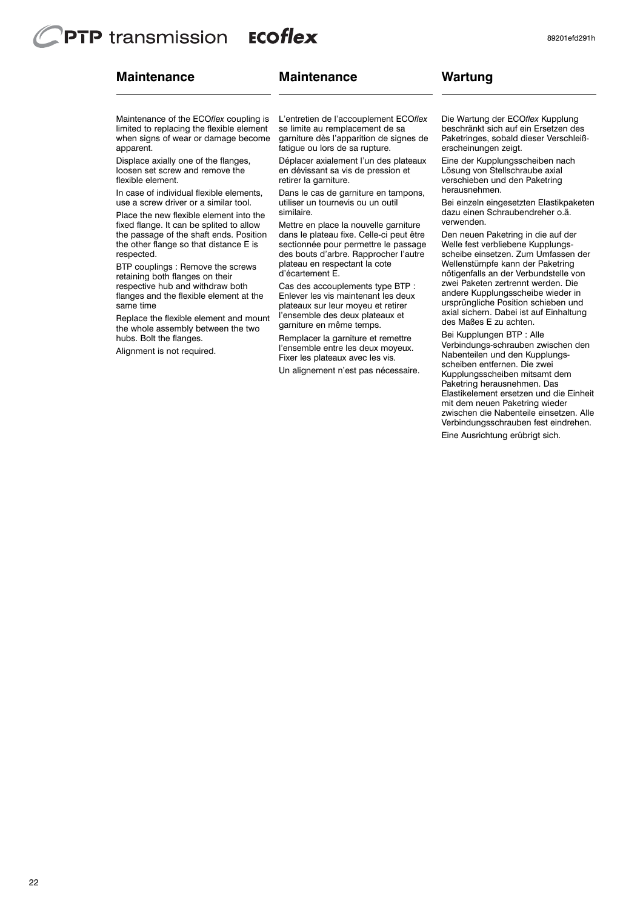## Maintenance

Maintenance of the ECO*flex* coupling is limited to replacing the flexible element when signs of wear or damage become apparent.

Displace axially one of the flanges, loosen set screw and remove the flexible element.

In case of individual flexible elements, use a screw driver or a similar tool.

Place the new flexible element into the fixed flange. It can be splited to allow the passage of the shaft ends. Position the other flange so that distance E is respected.

BTP couplings : Remove the screws retaining both flanges on their respective hub and withdraw both flanges and the flexible element at the same time

Replace the flexible element and mount the whole assembly between the two hubs. Bolt the flanges.

Alignment is not required.

## Maintenance

L'entretien de l'accouplement ECO*flex* se limite au remplacement de sa garniture dès l'apparition de signes de fatigue ou lors de sa rupture.

Déplacer axialement l'un des plateaux en dévissant sa vis de pression et retirer la garniture.

Dans le cas de garniture en tampons, utiliser un tournevis ou un outil similaire.

Mettre en place la nouvelle garniture dans le plateau fixe. Celle-ci peut être sectionnée pour permettre le passage des bouts d'arbre. Rapprocher l'autre plateau en respectant la cote d'écartement E.

Cas des accouplements type BTP : Enlever les vis maintenant les deux plateaux sur leur moyeu et retirer l'ensemble des deux plateaux et garniture en même temps.

Remplacer la garniture et remettre l'ensemble entre les deux moyeux. Fixer les plateaux avec les vis.

Un alignement n'est pas nécessaire.

## Wartung

Die Wartung der ECO*flex* Kupplung beschränkt sich auf ein Ersetzen des Paketringes, sobald dieser Verschleißerscheinungen zeigt.

Eine der Kupplungsscheiben nach Lösung von Stellschraube axial verschieben und den Paketring herausnehmen.

Bei einzeln eingesetzten Elastikpaketen dazu einen Schraubendreher o.ä. verwenden.

Den neuen Paketring in die auf der Welle fest verbliebene Kupplungsscheibe einsetzen. Zum Umfassen der Wellenstümpfe kann der Paketring nötigenfalls an der Verbundstelle von zwei Paketen zertrennt werden. Die andere Kupplungsscheibe wieder in ursprüngliche Position schieben und axial sichern. Dabei ist auf Einhaltung des Maßes E zu achten.

Bei Kupplungen BTP : Alle Verbindungs-schrauben zwischen den Nabenteilen und den Kupplungsscheiben entfernen. Die zwei Kupplungsscheiben mitsamt dem Paketring herausnehmen. Das Elastikelement ersetzen und die Einheit mit dem neuen Paketring wieder zwischen die Nabenteile einsetzen. Alle Verbindungsschrauben fest eindrehen.

Eine Ausrichtung erübrigt sich.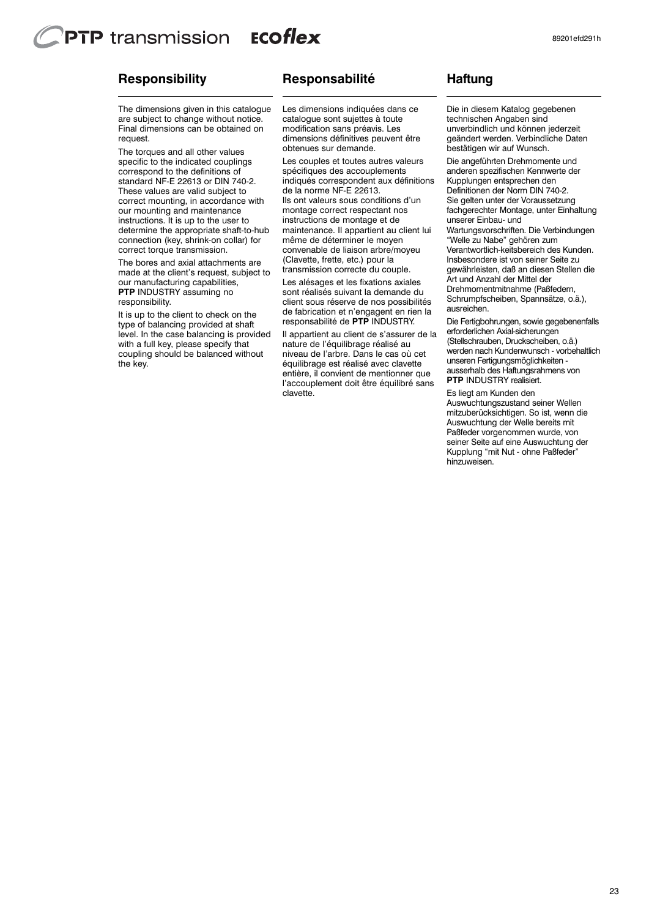## Responsibility

The dimensions given in this catalogue are subject to change without notice. Final dimensions can be obtained on request.

The torques and all other values specific to the indicated couplings correspond to the definitions of standard NF-E 22613 or DIN 740-2. These values are valid subject to correct mounting, in accordance with our mounting and maintenance instructions. It is up to the user to determine the appropriate shaft-to-hub connection (key, shrink-on collar) for correct torque transmission.

The bores and axial attachments are made at the client's request, subject to our manufacturing capabilities, **PTP** INDUSTRY assuming no responsibility.

It is up to the client to check on the type of balancing provided at shaft level. In the case balancing is provided with a full key, please specify that coupling should be balanced without the key.

## Responsabilité

Les dimensions indiquées dans ce catalogue sont sujettes à toute modification sans préavis. Les dimensions définitives peuvent être obtenues sur demande.

Les couples et toutes autres valeurs spécifiques des accouplements indiqués correspondent aux définitions de la norme NF-E 22613. Ils ont valeurs sous conditions d'un montage correct respectant nos instructions de montage et de maintenance. Il appartient au client lui même de déterminer le moyen convenable de liaison arbre/moyeu (Clavette, frette, etc.) pour la transmission correcte du couple.

Les alésages et les fixations axiales sont réalisés suivant la demande du client sous réserve de nos possibilités de fabrication et n'engagent en rien la responsabilité de **PTP** INDUSTRY.

Il appartient au client de s'assurer de la nature de l'équilibrage réalisé au niveau de l'arbre. Dans le cas où cet équilibrage est réalisé avec clavette entière, il convient de mentionner que l'accouplement doit être équilibré sans clavette.

## Haftung

Die in diesem Katalog gegebenen technischen Angaben sind unverbindlich und können jederzeit geändert werden. Verbindliche Daten bestätigen wir auf Wunsch.

Die angeführten Drehmomente und anderen spezifischen Kennwerte der Kupplungen entsprechen den Definitionen der Norm DIN 740-2. Sie gelten unter der Voraussetzung fachgerechter Montage, unter Einhaltung unserer Einbau- und Wartungsvorschriften. Die Verbindungen "Welle zu Nabe" gehören zum Verantwortlich-keitsbereich des Kunden. Insbesondere ist von seiner Seite zu gewährleisten, daß an diesen Stellen die Art und Anzahl der Mittel der Drehmomentmitnahme (Paßfedern, Schrumpfscheiben, Spannsätze, o.ä.), ausreichen.

Die Fertigbohrungen, sowie gegebenenfalls erforderlichen Axial-sicherungen (Stellschrauben, Druckscheiben, o.ä.) werden nach Kundenwunsch - vorbehaltlich unseren Fertigungsmöglichkeiten - ausserhalb des Haftungsrahmens von **PTP** INDUSTRY realisiert.

Es liegt am Kunden den Auswuchtungszustand seiner Wellen mitzuberücksichtigen. So ist, wenn die Auswuchtung der Welle bereits mit Paßfeder vorgenommen wurde, von seiner Seite auf eine Auswuchtung der Kupplung "mit Nut - ohne Paßfeder" hinzuweisen.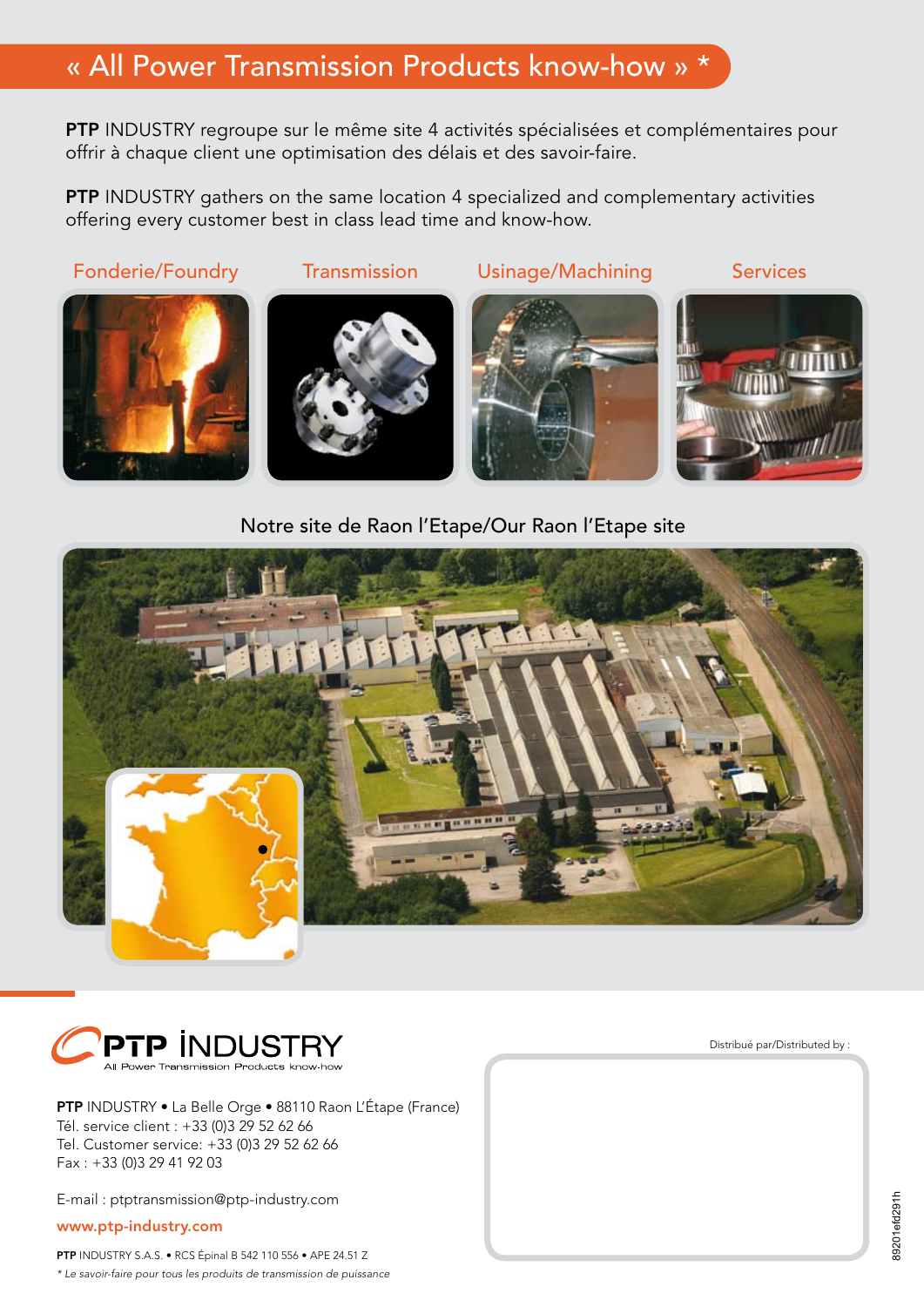# « All Power Transmission Products know-how » *

**PTP** INDUSTRY regroupe sur le même site 4 activités spécialisées et complémentaires pour offrir à chaque client une optimisation des délais et des savoir-faire.

**PTP** INDUSTRY gathers on the same location 4 specialized and complementary activities offering every customer best in class lead time and know-how.

Fonderie/Foundry

Transmission

Usinage/Machining

Services

Notre site de Raon l'Etape/Our Raon l'Etape site

PTP INDUSTRY
All Power Transmission Products know-how

**PTP** INDUSTRY • La Belle Orge • 88110 Raon L'Étape (France)
Tél. service client : +33 (0)3 29 52 62 66
Tel. Customer service: +33 (0)3 29 52 62 66
Fax : +33 (0)3 29 41 92 03

E-mail : ptptransmission@ptp-industry.com

**www.ptp-industry.com**

**PTP** INDUSTRY S.A.S. • RCS Épinal B 542 110 556 • APE 24.51 Z

*\* Le savoir-faire pour tous les produits de transmission de puissance*

Distribué par/Distributed by :

89201efd291h